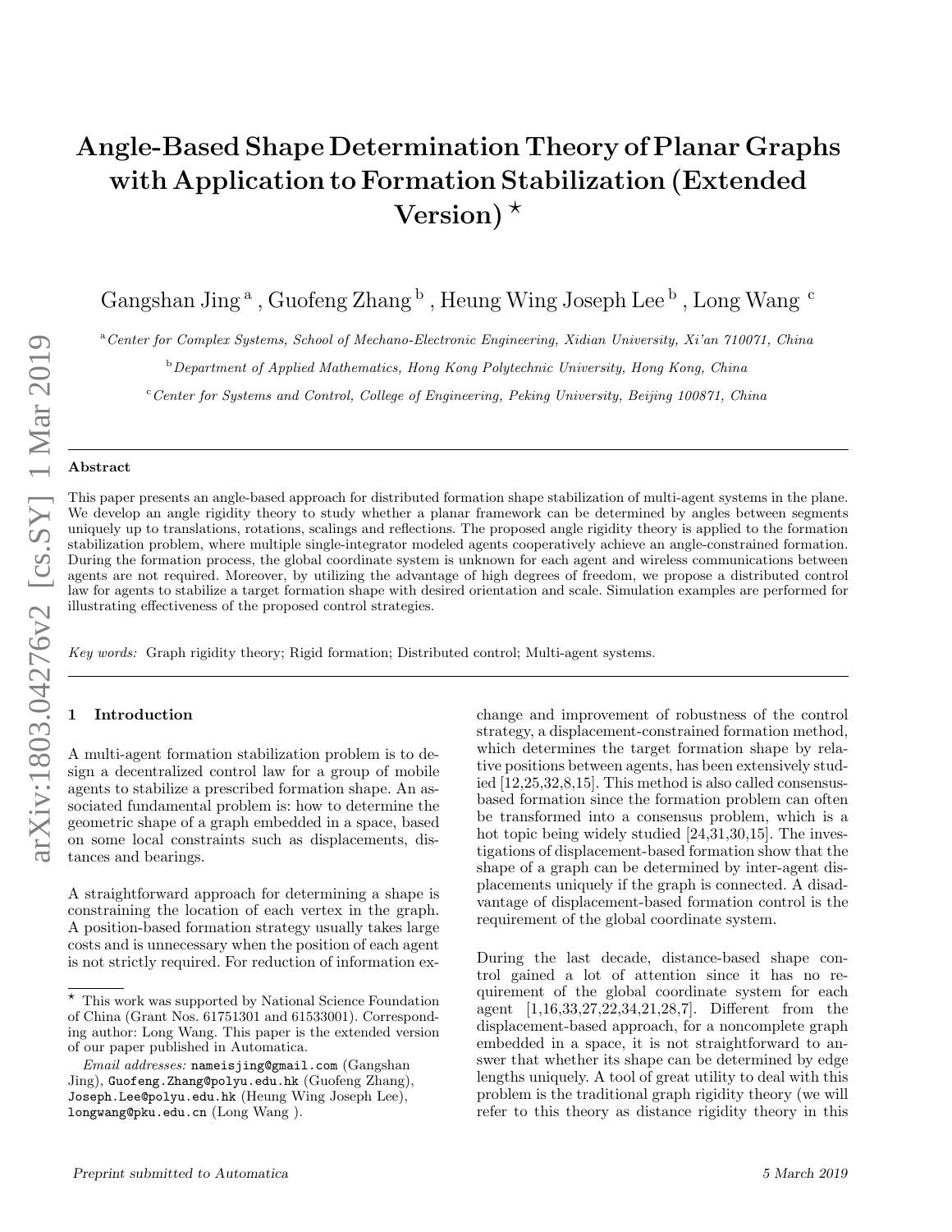# Angle-Based Shape Determination Theory of Planar Graphs with Application to Formation Stabilization (Extended Version) ⋆

Gangshan Jing [a], Guofeng Zhang [b], Heung Wing Joseph Lee [b], Long Wang [c]

[a] *Center for Complex Systems, School of Mechano-Electronic Engineering, Xidian University, Xi'an 710071, China*

[b] *Department of Applied Mathematics, Hong Kong Polytechnic University, Hong Kong, China*

[c] *Center for Systems and Control, College of Engineering, Peking University, Beijing 100871, China*

## Abstract

This paper presents an angle-based approach for distributed formation shape stabilization of multi-agent systems in the plane. We develop an angle rigidity theory to study whether a planar framework can be determined by angles between segments uniquely up to translations, rotations, scalings and reflections. The proposed angle rigidity theory is applied to the formation stabilization problem, where multiple single-integrator modeled agents cooperatively achieve an angle-constrained formation. During the formation process, the global coordinate system is unknown for each agent and wireless communications between agents are not required. Moreover, by utilizing the advantage of high degrees of freedom, we propose a distributed control law for agents to stabilize a target formation shape with desired orientation and scale. Simulation examples are performed for illustrating effectiveness of the proposed control strategies.

*Key words:* Graph rigidity theory; Rigid formation; Distributed control; Multi-agent systems.

## 1 Introduction

A multi-agent formation stabilization problem is to design a decentralized control law for a group of mobile agents to stabilize a prescribed formation shape. An associated fundamental problem is: how to determine the geometric shape of a graph embedded in a space, based on some local constraints such as displacements, distances and bearings.

A straightforward approach for determining a shape is constraining the location of each vertex in the graph. A position-based formation strategy usually takes large costs and is unnecessary when the position of each agent is not strictly required. For reduction of information exchange and improvement of robustness of the control strategy, a displacement-constrained formation method, which determines the target formation shape by relative positions between agents, has been extensively studied [12,25,32,8,15]. This method is also called consensus-based formation since the formation problem can often be transformed into a consensus problem, which is a hot topic being widely studied [24,31,30,15]. The investigations of displacement-based formation show that the shape of a graph can be determined by inter-agent displacements uniquely if the graph is connected. A disadvantage of displacement-based formation control is the requirement of the global coordinate system.

During the last decade, distance-based shape control gained a lot of attention since it has no requirement of the global coordinate system for each agent [1,16,33,27,22,34,21,28,7]. Different from the displacement-based approach, for a noncomplete graph embedded in a space, it is not straightforward to answer that whether its shape can be determined by edge lengths uniquely. A tool of great utility to deal with this problem is the traditional graph rigidity theory (we will refer to this theory as distance rigidity theory in this

---

⋆ This work was supported by National Science Foundation of China (Grant Nos. 61751301 and 61533001). Corresponding author: Long Wang. This paper is the extended version of our paper published in Automatica.

*Email addresses:* nameisjing@gmail.com (Gangshan Jing), Guofeng.Zhang@polyu.edu.hk (Guofeng Zhang), Joseph.Lee@polyu.edu.hk (Heung Wing Joseph Lee), longwang@pku.edu.cn (Long Wang ).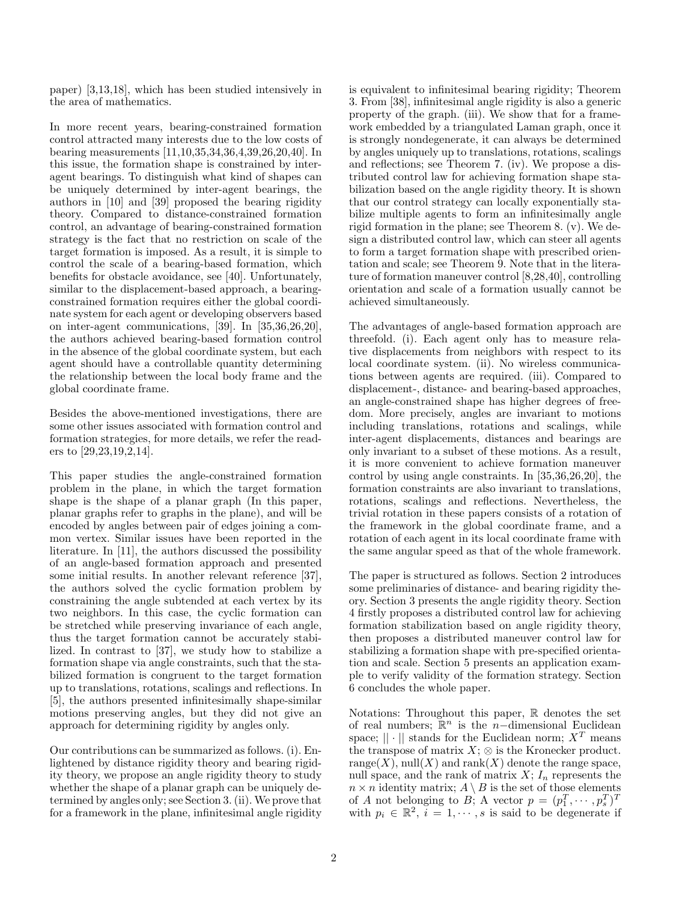paper) [3,13,18], which has been studied intensively in the area of mathematics.

In more recent years, bearing-constrained formation control attracted many interests due to the low costs of bearing measurements [11,10,35,34,36,4,39,26,20,40]. In this issue, the formation shape is constrained by inter-agent bearings. To distinguish what kind of shapes can be uniquely determined by inter-agent bearings, the authors in [10] and [39] proposed the bearing rigidity theory. Compared to distance-constrained formation control, an advantage of bearing-constrained formation strategy is the fact that no restriction on scale of the target formation is imposed. As a result, it is simple to control the scale of a bearing-based formation, which benefits for obstacle avoidance, see [40]. Unfortunately, similar to the displacement-based approach, a bearing-constrained formation requires either the global coordinate system for each agent or developing observers based on inter-agent communications, [39]. In [35,36,26,20], the authors achieved bearing-based formation control in the absence of the global coordinate system, but each agent should have a controllable quantity determining the relationship between the local body frame and the global coordinate frame.

Besides the above-mentioned investigations, there are some other issues associated with formation control and formation strategies, for more details, we refer the readers to [29,23,19,2,14].

This paper studies the angle-constrained formation problem in the plane, in which the target formation shape is the shape of a planar graph (In this paper, planar graphs refer to graphs in the plane), and will be encoded by angles between pair of edges joining a common vertex. Similar issues have been reported in the literature. In [11], the authors discussed the possibility of an angle-based formation approach and presented some initial results. In another relevant reference [37], the authors solved the cyclic formation problem by constraining the angle subtended at each vertex by its two neighbors. In this case, the cyclic formation can be stretched while preserving invariance of each angle, thus the target formation cannot be accurately stabilized. In contrast to [37], we study how to stabilize a formation shape via angle constraints, such that the stabilized formation is congruent to the target formation up to translations, rotations, scalings and reflections. In [5], the authors presented infinitesimally shape-similar motions preserving angles, but they did not give an approach for determining rigidity by angles only.

Our contributions can be summarized as follows. (i). Enlightened by distance rigidity theory and bearing rigidity theory, we propose an angle rigidity theory to study whether the shape of a planar graph can be uniquely determined by angles only; see Section 3. (ii). We prove that for a framework in the plane, infinitesimal angle rigidity is equivalent to infinitesimal bearing rigidity; Theorem 3. From [38], infinitesimal angle rigidity is also a generic property of the graph. (iii). We show that for a framework embedded by a triangulated Laman graph, once it is strongly nondegenerate, it can always be determined by angles uniquely up to translations, rotations, scalings and reflections; see Theorem 7. (iv). We propose a distributed control law for achieving formation shape stabilization based on the angle rigidity theory. It is shown that our control strategy can locally exponentially stabilize multiple agents to form an infinitesimally angle rigid formation in the plane; see Theorem 8. (v). We design a distributed control law, which can steer all agents to form a target formation shape with prescribed orientation and scale; see Theorem 9. Note that in the literature of formation maneuver control [8,28,40], controlling orientation and scale of a formation usually cannot be achieved simultaneously.

The advantages of angle-based formation approach are threefold. (i). Each agent only has to measure relative displacements from neighbors with respect to its local coordinate system. (ii). No wireless communications between agents are required. (iii). Compared to displacement-, distance- and bearing-based approaches, an angle-constrained shape has higher degrees of freedom. More precisely, angles are invariant to motions including translations, rotations and scalings, while inter-agent displacements, distances and bearings are only invariant to a subset of these motions. As a result, it is more convenient to achieve formation maneuver control by using angle constraints. In [35,36,26,20], the formation constraints are also invariant to translations, rotations, scalings and reflections. Nevertheless, the trivial rotation in these papers consists of a rotation of the framework in the global coordinate frame, and a rotation of each agent in its local coordinate frame with the same angular speed as that of the whole framework.

The paper is structured as follows. Section 2 introduces some preliminaries of distance- and bearing rigidity theory. Section 3 presents the angle rigidity theory. Section 4 firstly proposes a distributed control law for achieving formation stabilization based on angle rigidity theory, then proposes a distributed maneuver control law for stabilizing a formation shape with pre-specified orientation and scale. Section 5 presents an application example to verify validity of the formation strategy. Section 6 concludes the whole paper.

Notations: Throughout this paper, $\mathbb{R}$ denotes the set of real numbers; $\mathbb{R}^n$ is the $n-$dimensional Euclidean space; $||\cdot||$ stands for the Euclidean norm; $X^T$ means the transpose of matrix $X$; $\otimes$ is the Kronecker product. range($X$), null($X$) and rank($X$) denote the range space, null space, and the rank of matrix $X$; $I_n$ represents the $n \times n$ identity matrix; $A \setminus B$ is the set of those elements of $A$ not belonging to $B$; A vector $p = (p_1^T, \cdots, p_s^T)^T$ with $p_i \in \mathbb{R}^2$, $i = 1, \cdots, s$ is said to be degenerate if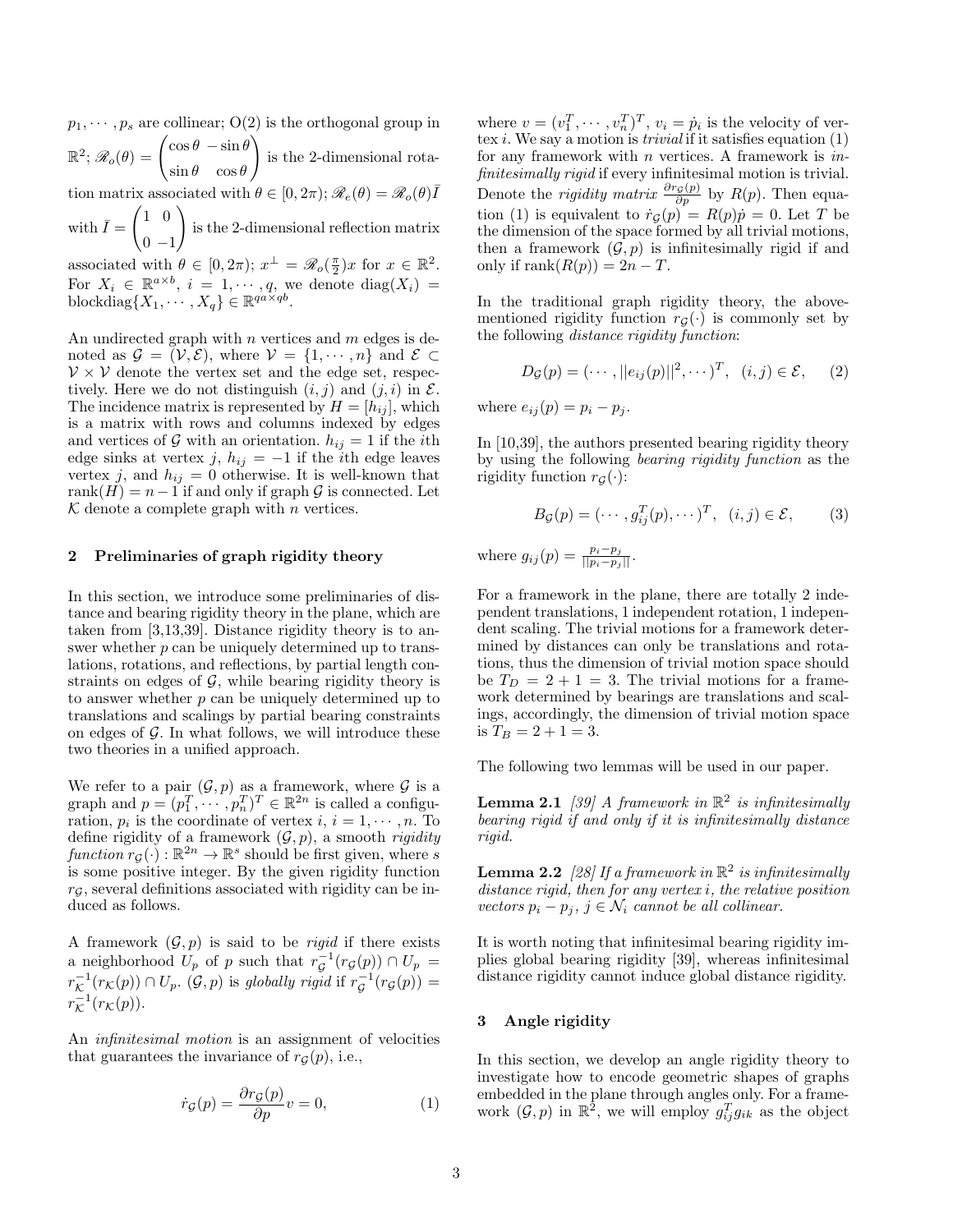$p_1, \cdots, p_s$ are collinear; O(2) is the orthogonal group in $\mathbb{R}^2$; $\mathscr{R}_o(\theta) = \begin{pmatrix} \cos\theta & -\sin\theta \\ \sin\theta & \cos\theta \end{pmatrix}$ is the 2-dimensional rotation matrix associated with $\theta \in [0, 2\pi)$; $\mathscr{R}_e(\theta) = \mathscr{R}_o(\theta)\bar{I}$ with $\bar{I} = \begin{pmatrix} 1 & 0 \\ 0 & -1 \end{pmatrix}$ is the 2-dimensional reflection matrix associated with $\theta \in [0, 2\pi)$; $x^\perp = \mathscr{R}_o(\frac{\pi}{2})x$ for $x \in \mathbb{R}^2$. For $X_i \in \mathbb{R}^{a\times b}$, $i = 1, \cdots, q$, we denote $\text{diag}(X_i) = \text{blockdiag}\{X_1, \cdots, X_q\} \in \mathbb{R}^{qa\times qb}$.

An undirected graph with $n$ vertices and $m$ edges is denoted as $\mathcal{G} = (\mathcal{V}, \mathcal{E})$, where $\mathcal{V} = \{1, \cdots, n\}$ and $\mathcal{E} \subset \mathcal{V} \times \mathcal{V}$ denote the vertex set and the edge set, respectively. Here we do not distinguish $(i, j)$ and $(j, i)$ in $\mathcal{E}$. The incidence matrix is represented by $H = [h_{ij}]$, which is a matrix with rows and columns indexed by edges and vertices of $\mathcal{G}$ with an orientation. $h_{ij} = 1$ if the $i$th edge sinks at vertex $j$, $h_{ij} = -1$ if the $i$th edge leaves vertex $j$, and $h_{ij} = 0$ otherwise. It is well-known that $\text{rank}(H) = n-1$ if and only if graph $\mathcal{G}$ is connected. Let $\mathcal{K}$ denote a complete graph with $n$ vertices.

## 2 Preliminaries of graph rigidity theory

In this section, we introduce some preliminaries of distance and bearing rigidity theory in the plane, which are taken from [3,13,39]. Distance rigidity theory is to answer whether $p$ can be uniquely determined up to translations, rotations, and reflections, by partial length constraints on edges of $\mathcal{G}$, while bearing rigidity theory is to answer whether $p$ can be uniquely determined up to translations and scalings by partial bearing constraints on edges of $\mathcal{G}$. In what follows, we will introduce these two theories in a unified approach.

We refer to a pair $(\mathcal{G}, p)$ as a framework, where $\mathcal{G}$ is a graph and $p = (p_1^T, \cdots, p_n^T)^T \in \mathbb{R}^{2n}$ is called a configuration, $p_i$ is the coordinate of vertex $i$, $i = 1, \cdots, n$. To define rigidity of a framework $(\mathcal{G}, p)$, a smooth *rigidity function* $r_\mathcal{G}(\cdot) : \mathbb{R}^{2n} \to \mathbb{R}^s$ should be first given, where $s$ is some positive integer. By the given rigidity function $r_\mathcal{G}$, several definitions associated with rigidity can be induced as follows.

A framework $(\mathcal{G}, p)$ is said to be *rigid* if there exists a neighborhood $U_p$ of $p$ such that $r_\mathcal{G}^{-1}(r_\mathcal{G}(p)) \cap U_p = r_\mathcal{K}^{-1}(r_\mathcal{K}(p)) \cap U_p$. $(\mathcal{G}, p)$ is *globally rigid* if $r_\mathcal{G}^{-1}(r_\mathcal{G}(p)) = r_\mathcal{K}^{-1}(r_\mathcal{K}(p))$.

An *infinitesimal motion* is an assignment of velocities that guarantees the invariance of $r_\mathcal{G}(p)$, i.e.,

$$\dot{r}_\mathcal{G}(p) = \frac{\partial r_\mathcal{G}(p)}{\partial p} v = 0, \tag{1}$$

where $v = (v_1^T, \cdots, v_n^T)^T$, $v_i = \dot{p}_i$ is the velocity of vertex $i$. We say a motion is *trivial* if it satisfies equation (1) for any framework with $n$ vertices. A framework is *infinitesimally rigid* if every infinitesimal motion is trivial. Denote the *rigidity matrix* $\frac{\partial r_\mathcal{G}(p)}{\partial p}$ by $R(p)$. Then equation (1) is equivalent to $\dot{r}_\mathcal{G}(p) = R(p)\dot{p} = 0$. Let $T$ be the dimension of the space formed by all trivial motions, then a framework $(\mathcal{G}, p)$ is infinitesimally rigid if and only if $\text{rank}(R(p)) = 2n - T$.

In the traditional graph rigidity theory, the abovementioned rigidity function $r_\mathcal{G}(\cdot)$ is commonly set by the following *distance rigidity function*:

$$D_\mathcal{G}(p) = (\cdots, ||e_{ij}(p)||^2, \cdots)^T, \ \ (i, j) \in \mathcal{E}, \tag{2}$$

where $e_{ij}(p) = p_i - p_j$.

In [10,39], the authors presented bearing rigidity theory by using the following *bearing rigidity function* as the rigidity function $r_\mathcal{G}(\cdot)$:

$$B_\mathcal{G}(p) = (\cdots, g_{ij}^T(p), \cdots)^T, \ \ (i, j) \in \mathcal{E}, \tag{3}$$

where $g_{ij}(p) = \frac{p_i - p_j}{||p_i - p_j||}$.

For a framework in the plane, there are totally 2 independent translations, 1 independent rotation, 1 independent scaling. The trivial motions for a framework determined by distances can only be translations and rotations, thus the dimension of trivial motion space should be $T_D = 2 + 1 = 3$. The trivial motions for a framework determined by bearings are translations and scalings, accordingly, the dimension of trivial motion space is $T_B = 2 + 1 = 3$.

The following two lemmas will be used in our paper.

**Lemma 2.1** [39] *A framework in $\mathbb{R}^2$ is infinitesimally bearing rigid if and only if it is infinitesimally distance rigid.*

**Lemma 2.2** [28] *If a framework in $\mathbb{R}^2$ is infinitesimally distance rigid, then for any vertex $i$, the relative position vectors $p_i - p_j$, $j \in \mathcal{N}_i$ cannot be all collinear.*

It is worth noting that infinitesimal bearing rigidity implies global bearing rigidity [39], whereas infinitesimal distance rigidity cannot induce global distance rigidity.

## 3 Angle rigidity

In this section, we develop an angle rigidity theory to investigate how to encode geometric shapes of graphs embedded in the plane through angles only. For a framework $(\mathcal{G}, p)$ in $\mathbb{R}^2$, we will employ $g_{ij}^T g_{ik}$ as the object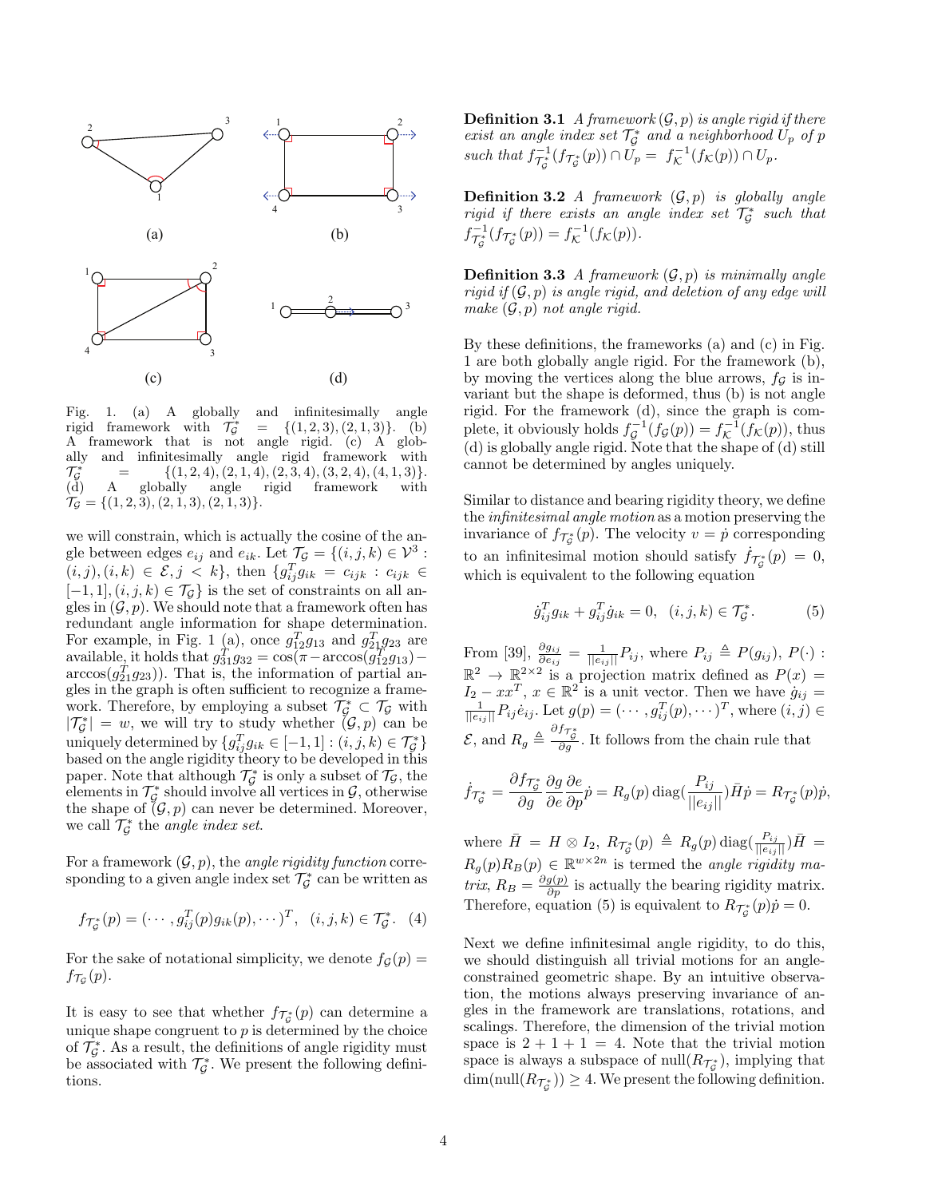Fig. 1. (a) A globally and infinitesimally angle rigid framework with $\mathcal{T}_{\mathcal{G}}^* = \{(1,2,3),(2,1,3)\}$. (b) A framework that is not angle rigid. (c) A globally and infinitesimally angle rigid framework with $\mathcal{T}_{\mathcal{G}}^* = \{(1,2,4),(2,1,4),(2,3,4),(3,2,4),(4,1,3)\}$. (d) A globally angle rigid framework with $\mathcal{T}_{\mathcal{G}} = \{(1,2,3),(2,1,3),(2,1,3)\}$.

we will constrain, which is actually the cosine of the angle between edges $e_{ij}$ and $e_{ik}$. Let $\mathcal{T}_{\mathcal{G}} = \{(i,j,k) \in \mathcal{V}^3 : (i,j),(i,k) \in \mathcal{E}, j < k\}$, then $\{g_{ij}^T g_{ik} = c_{ijk} : c_{ijk} \in [-1,1], (i,j,k) \in \mathcal{T}_{\mathcal{G}}\}$ is the set of constraints on all angles in $(\mathcal{G}, p)$. We should note that a framework often has redundant angle information for shape determination. For example, in Fig. 1 (a), once $g_{12}^T g_{13}$ and $g_{21}^T g_{23}$ are available, it holds that $g_{31}^T g_{32} = \cos(\pi - \arccos(g_{12}^T g_{13}) - \arccos(g_{21}^T g_{23}))$. That is, the information of partial angles in the graph is often sufficient to recognize a framework. Therefore, by employing a subset $\mathcal{T}_{\mathcal{G}}^* \subset \mathcal{T}_{\mathcal{G}}$ with $|\mathcal{T}_{\mathcal{G}}^*| = w$, we will try to study whether $(\mathcal{G}, p)$ can be uniquely determined by $\{g_{ij}^T g_{ik} \in [-1,1] : (i,j,k) \in \mathcal{T}_{\mathcal{G}}^*\}$ based on the angle rigidity theory to be developed in this paper. Note that although $\mathcal{T}_{\mathcal{G}}^*$ is only a subset of $\mathcal{T}_{\mathcal{G}}$, the elements in $\mathcal{T}_{\mathcal{G}}^*$ should involve all vertices in $\mathcal{G}$, otherwise the shape of $(\mathcal{G}, p)$ can never be determined. Moreover, we call $\mathcal{T}_{\mathcal{G}}^*$ the *angle index set*.

For a framework $(\mathcal{G}, p)$, the *angle rigidity function* corresponding to a given angle index set $\mathcal{T}_{\mathcal{G}}^*$ can be written as

$$f_{\mathcal{T}_{\mathcal{G}}^*}(p) = (\cdots, g_{ij}^T(p) g_{ik}(p), \cdots)^T, \quad (i,j,k) \in \mathcal{T}_{\mathcal{G}}^*. \quad (4)$$

For the sake of notational simplicity, we denote $f_{\mathcal{G}}(p) = f_{\mathcal{T}_{\mathcal{G}}}(p)$.

It is easy to see that whether $f_{\mathcal{T}_{\mathcal{G}}^*}(p)$ can determine a unique shape congruent to $p$ is determined by the choice of $\mathcal{T}_{\mathcal{G}}^*$. As a result, the definitions of angle rigidity must be associated with $\mathcal{T}_{\mathcal{G}}^*$. We present the following definitions.

**Definition 3.1** *A framework $(\mathcal{G}, p)$ is angle rigid if there exist an angle index set $\mathcal{T}_{\mathcal{G}}^*$ and a neighborhood $U_p$ of $p$ such that $f_{\mathcal{T}_{\mathcal{G}}^*}^{-1}(f_{\mathcal{T}_{\mathcal{G}}^*}(p)) \cap U_p = f_{\mathcal{K}}^{-1}(f_{\mathcal{K}}(p)) \cap U_p$.*

**Definition 3.2** *A framework $(\mathcal{G}, p)$ is globally angle rigid if there exists an angle index set $\mathcal{T}_{\mathcal{G}}^*$ such that $f_{\mathcal{T}_{\mathcal{G}}^*}^{-1}(f_{\mathcal{T}_{\mathcal{G}}^*}(p)) = f_{\mathcal{K}}^{-1}(f_{\mathcal{K}}(p))$.*

**Definition 3.3** *A framework $(\mathcal{G}, p)$ is minimally angle rigid if $(\mathcal{G}, p)$ is angle rigid, and deletion of any edge will make $(\mathcal{G}, p)$ not angle rigid.*

By these definitions, the frameworks (a) and (c) in Fig. 1 are both globally angle rigid. For the framework (b), by moving the vertices along the blue arrows, $f_{\mathcal{G}}$ is invariant but the shape is deformed, thus (b) is not angle rigid. For the framework (d), since the graph is complete, it obviously holds $f_{\mathcal{G}}^{-1}(f_{\mathcal{G}}(p)) = f_{\mathcal{K}}^{-1}(f_{\mathcal{K}}(p))$, thus (d) is globally angle rigid. Note that the shape of (d) still cannot be determined by angles uniquely.

Similar to distance and bearing rigidity theory, we define the *infinitesimal angle motion* as a motion preserving the invariance of $f_{\mathcal{T}_{\mathcal{G}}^*}(p)$. The velocity $v = \dot{p}$ corresponding to an infinitesimal motion should satisfy $\dot{f}_{\mathcal{T}_{\mathcal{G}}^*}(p) = 0$, which is equivalent to the following equation

$$\dot{g}_{ij}^T g_{ik} + g_{ij}^T \dot{g}_{ik} = 0, \ \ (i,j,k) \in \mathcal{T}_{\mathcal{G}}^*. \quad (5)$$

From [39], $\frac{\partial g_{ij}}{\partial e_{ij}} = \frac{1}{||e_{ij}||} P_{ij}$, where $P_{ij} \triangleq P(g_{ij})$, $P(\cdot) : \mathbb{R}^2 \to \mathbb{R}^{2\times 2}$ is a projection matrix defined as $P(x) = I_2 - xx^T$, $x \in \mathbb{R}^2$ is a unit vector. Then we have $\dot{g}_{ij} = \frac{1}{||e_{ij}||} P_{ij} \dot{e}_{ij}$. Let $g(p) = (\cdots, g_{ij}^T(p), \cdots)^T$, where $(i,j) \in \mathcal{E}$, and $R_g \triangleq \frac{\partial f_{\mathcal{T}_{\mathcal{G}}^*}}{\partial g}$. It follows from the chain rule that

$$\dot{f}_{\mathcal{T}_{\mathcal{G}}^*} = \frac{\partial f_{\mathcal{T}_{\mathcal{G}}^*}}{\partial g} \frac{\partial g}{\partial e} \frac{\partial e}{\partial p} \dot{p} = R_g(p) \operatorname{diag}(\frac{P_{ij}}{||e_{ij}||}) \bar{H} \dot{p} = R_{\mathcal{T}_{\mathcal{G}}^*}(p) \dot{p},$$

where $\bar{H} = H \otimes I_2$, $R_{\mathcal{T}_{\mathcal{G}}^*}(p) \triangleq R_g(p) \operatorname{diag}(\frac{P_{ij}}{||e_{ij}||}) \bar{H} = R_g(p) R_B(p) \in \mathbb{R}^{w \times 2n}$ is termed the *angle rigidity matrix*, $R_B = \frac{\partial g(p)}{\partial p}$ is actually the bearing rigidity matrix. Therefore, equation (5) is equivalent to $R_{\mathcal{T}_{\mathcal{G}}^*}(p)\dot{p} = 0$.

Next we define infinitesimal angle rigidity, to do this, we should distinguish all trivial motions for an angle-constrained geometric shape. By an intuitive observation, the motions always preserving invariance of angles in the framework are translations, rotations, and scalings. Therefore, the dimension of the trivial motion space is $2 + 1 + 1 = 4$. Note that the trivial motion space is always a subspace of $\text{null}(R_{\mathcal{T}_{\mathcal{G}}^*})$, implying that $\dim(\text{null}(R_{\mathcal{T}_{\mathcal{G}}^*})) \geq 4$. We present the following definition.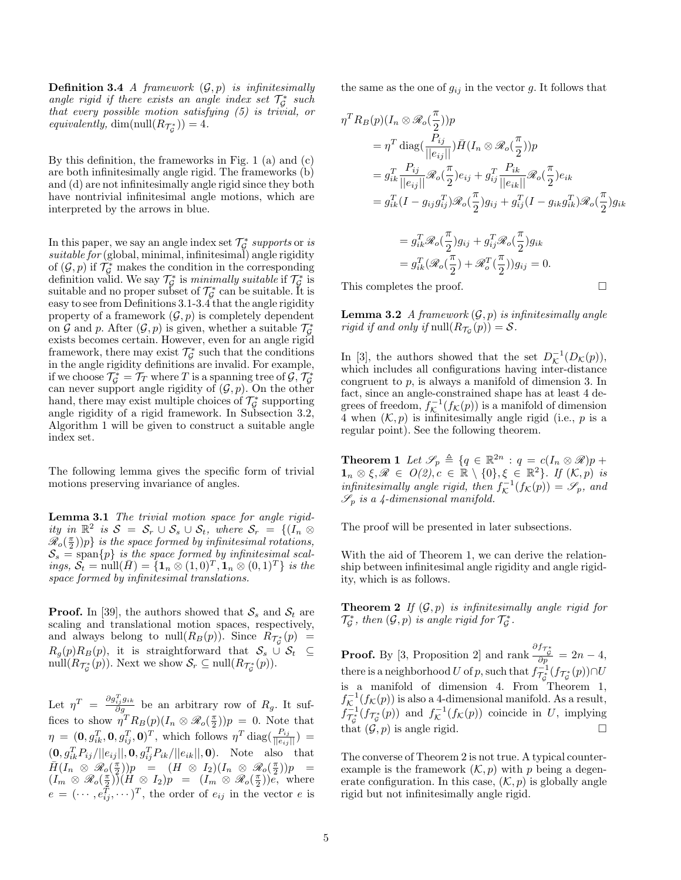**Definition 3.4** *A framework $(\mathcal{G}, p)$ is infinitesimally angle rigid if there exists an angle index set $\mathcal{T}_\mathcal{G}^*$ such that every possible motion satisfying (5) is trivial, or equivalently,* $\dim(\text{null}(R_{\mathcal{T}_\mathcal{G}^*})) = 4$.

By this definition, the frameworks in Fig. 1 (a) and (c) are both infinitesimally angle rigid. The frameworks (b) and (d) are not infinitesimally angle rigid since they both have nontrivial infinitesimal angle motions, which are interpreted by the arrows in blue.

In this paper, we say an angle index set $\mathcal{T}_\mathcal{G}^*$ *supports* or *is suitable for* (global, minimal, infinitesimal) angle rigidity of $(\mathcal{G}, p)$ if $\mathcal{T}_\mathcal{G}^*$ makes the condition in the corresponding definition valid. We say $\mathcal{T}_\mathcal{G}^*$ is *minimally suitable* if $\mathcal{T}_\mathcal{G}^*$ is suitable and no proper subset of $\mathcal{T}_\mathcal{G}^*$ can be suitable. It is easy to see from Definitions 3.1-3.4 that the angle rigidity property of a framework $(\mathcal{G}, p)$ is completely dependent on $\mathcal{G}$ and $p$. After $(\mathcal{G}, p)$ is given, whether a suitable $\mathcal{T}_\mathcal{G}^*$ exists becomes certain. However, even for an angle rigid framework, there may exist $\mathcal{T}_\mathcal{G}^*$ such that the conditions in the angle rigidity definitions are invalid. For example, if we choose $\mathcal{T}_\mathcal{G}^* = \mathcal{T}_T$ where $T$ is a spanning tree of $\mathcal{G}$, $\mathcal{T}_\mathcal{G}^*$ can never support angle rigidity of $(\mathcal{G}, p)$. On the other hand, there may exist multiple choices of $\mathcal{T}_\mathcal{G}^*$ supporting angle rigidity of a rigid framework. In Subsection 3.2, Algorithm 1 will be given to construct a suitable angle index set.

The following lemma gives the specific form of trivial motions preserving invariance of angles.

**Lemma 3.1** *The trivial motion space for angle rigidity in $\mathbb{R}^2$ is $\mathcal{S} = \mathcal{S}_r \cup \mathcal{S}_s \cup \mathcal{S}_t$, where $\mathcal{S}_r = \{(I_n \otimes \mathscr{R}_o(\frac{\pi}{2}))p\}$ is the space formed by infinitesimal rotations, $\mathcal{S}_s = \text{span}\{p\}$ is the space formed by infinitesimal scalings, $\mathcal{S}_t = \text{null}(\bar{H}) = \{\mathbf{1}_n \otimes (1,0)^T, \mathbf{1}_n \otimes (0,1)^T\}$ is the space formed by infinitesimal translations.*

**Proof.** In [39], the authors showed that $\mathcal{S}_s$ and $\mathcal{S}_t$ are scaling and translational motion spaces, respectively, and always belong to $\text{null}(R_B(p))$. Since $R_{\mathcal{T}_\mathcal{G}^*}(p) = R_g(p)R_B(p)$, it is straightforward that $\mathcal{S}_s \cup \mathcal{S}_t \subseteq \text{null}(R_{\mathcal{T}_\mathcal{G}^*}(p))$. Next we show $\mathcal{S}_r \subseteq \text{null}(R_{\mathcal{T}_\mathcal{G}^*}(p))$.

Let $\eta^T = \frac{\partial g_{ij}^T g_{ik}}{\partial g}$ be an arbitrary row of $R_g$. It suffices to show $\eta^T R_B(p)(I_n \otimes \mathscr{R}_o(\frac{\pi}{2}))p = 0$. Note that $\eta = (\mathbf{0}, g_{ik}^T, \mathbf{0}, g_{ij}^T, \mathbf{0})^T$, which follows $\eta^T \text{diag}(\frac{P_{ij}}{||e_{ij}||}) = (\mathbf{0}, g_{ik}^T P_{ij}/||e_{ij}||, \mathbf{0}, g_{ij}^T P_{ik}/||e_{ik}||, \mathbf{0})$. Note also that $\bar{H}(I_n \otimes \mathscr{R}_o(\frac{\pi}{2}))p = (H \otimes I_2)(I_n \otimes \mathscr{R}_o(\frac{\pi}{2}))p = (I_m \otimes \mathscr{R}_o(\frac{\pi}{2}))(H \otimes I_2)p = (I_m \otimes \mathscr{R}_o(\frac{\pi}{2}))e$, where $e = (\cdots, e_{ij}^T, \cdots)^T$, the order of $e_{ij}$ in the vector $e$ is the same as the one of $g_{ij}$ in the vector $g$. It follows that

$$
\begin{aligned}
&\eta^T R_B(p)(I_n \otimes \mathscr{R}_o(\frac{\pi}{2}))p \\
&= \eta^T \text{diag}(\frac{P_{ij}}{||e_{ij}||})\bar{H}(I_n \otimes \mathscr{R}_o(\frac{\pi}{2}))p \\
&= g_{ik}^T \frac{P_{ij}}{||e_{ij}||}\mathscr{R}_o(\frac{\pi}{2})e_{ij} + g_{ij}^T \frac{P_{ik}}{||e_{ik}||}\mathscr{R}_o(\frac{\pi}{2})e_{ik} \\
&= g_{ik}^T(I - g_{ij}g_{ij}^T)\mathscr{R}_o(\frac{\pi}{2})g_{ij} + g_{ij}^T(I - g_{ik}g_{ik}^T)\mathscr{R}_o(\frac{\pi}{2})g_{ik} \\
&= g_{ik}^T\mathscr{R}_o(\frac{\pi}{2})g_{ij} + g_{ij}^T\mathscr{R}_o(\frac{\pi}{2})g_{ik} \\
&= g_{ik}^T(\mathscr{R}_o(\frac{\pi}{2}) + \mathscr{R}_o^T(\frac{\pi}{2}))g_{ij} = 0.
\end{aligned}
$$

This completes the proof. $\square$

**Lemma 3.2** *A framework $(\mathcal{G}, p)$ is infinitesimally angle rigid if and only if $\text{null}(R_{\mathcal{T}_\mathcal{G}}(p)) = \mathcal{S}$.*

In [3], the authors showed that the set $D_\mathcal{K}^{-1}(D_\mathcal{K}(p))$, which includes all configurations having inter-distance congruent to $p$, is always a manifold of dimension 3. In fact, since an angle-constrained shape has at least 4 degrees of freedom, $f_\mathcal{K}^{-1}(f_\mathcal{K}(p))$ is a manifold of dimension 4 when $(\mathcal{K}, p)$ is infinitesimally angle rigid (i.e., $p$ is a regular point). See the following theorem.

**Theorem 1** *Let $\mathscr{S}_p \triangleq \{q \in \mathbb{R}^{2n} : q = c(I_n \otimes \mathscr{R})p + \mathbf{1}_n \otimes \xi, \mathscr{R} \in O(2), c \in \mathbb{R} \setminus \{0\}, \xi \in \mathbb{R}^2\}$. If $(\mathcal{K}, p)$ is infinitesimally angle rigid, then $f_\mathcal{K}^{-1}(f_\mathcal{K}(p)) = \mathscr{S}_p$, and $\mathscr{S}_p$ is a 4-dimensional manifold.*

The proof will be presented in later subsections.

With the aid of Theorem 1, we can derive the relationship between infinitesimal angle rigidity and angle rigidity, which is as follows.

**Theorem 2** *If $(\mathcal{G}, p)$ is infinitesimally angle rigid for $\mathcal{T}_\mathcal{G}^*$, then $(\mathcal{G}, p)$ is angle rigid for $\mathcal{T}_\mathcal{G}^*$.*

**Proof.** By [3, Proposition 2] and rank $\frac{\partial f_{\mathcal{T}_\mathcal{G}^*}}{\partial p} = 2n - 4$, there is a neighborhood $U$ of $p$, such that $f_{\mathcal{T}_\mathcal{G}^*}^{-1}(f_{\mathcal{T}_\mathcal{G}^*}(p)) \cap U$ is a manifold of dimension 4. From Theorem 1, $f_\mathcal{K}^{-1}(f_\mathcal{K}(p))$ is also a 4-dimensional manifold. As a result, $f_{\mathcal{T}_\mathcal{G}^*}^{-1}(f_{\mathcal{T}_\mathcal{G}^*}(p))$ and $f_\mathcal{K}^{-1}(f_\mathcal{K}(p))$ coincide in $U$, implying that $(\mathcal{G}, p)$ is angle rigid. $\square$

The converse of Theorem 2 is not true. A typical counterexample is the framework $(\mathcal{K}, p)$ with $p$ being a degenerate configuration. In this case, $(\mathcal{K}, p)$ is globally angle rigid but not infinitesimally angle rigid.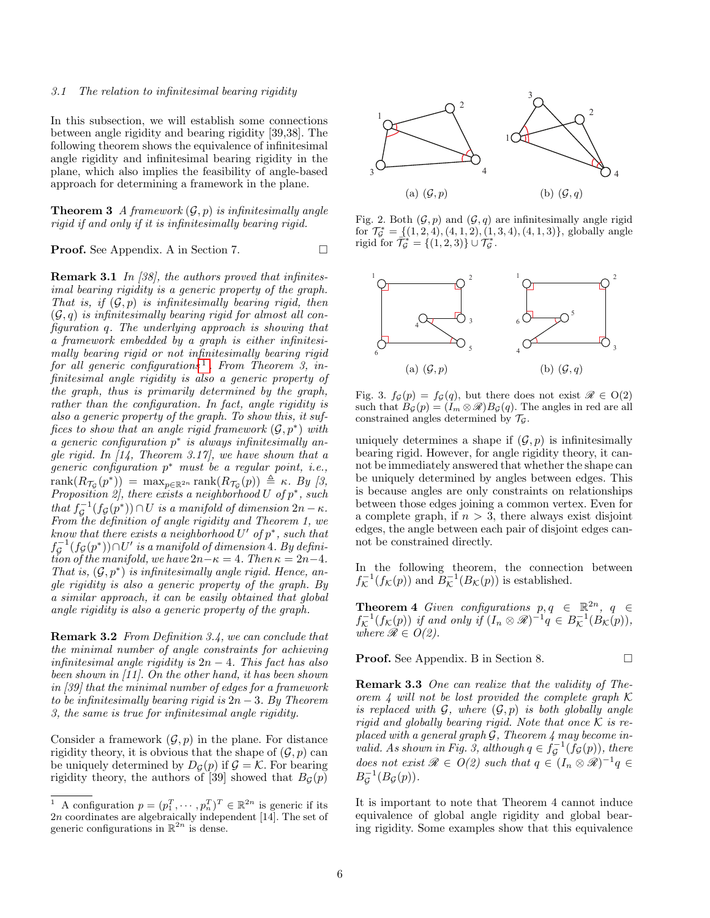### 3.1 The relation to infinitesimal bearing rigidity

In this subsection, we will establish some connections between angle rigidity and bearing rigidity [39,38]. The following theorem shows the equivalence of infinitesimal angle rigidity and infinitesimal bearing rigidity in the plane, which also implies the feasibility of angle-based approach for determining a framework in the plane.

**Theorem 3** *A framework $(\mathcal{G}, p)$ is infinitesimally angle rigid if and only if it is infinitesimally bearing rigid.*

**Proof.** See Appendix. A in Section 7. □

**Remark 3.1** *In [38], the authors proved that infinitesimal bearing rigidity is a generic property of the graph. That is, if $(\mathcal{G}, p)$ is infinitesimally bearing rigid, then $(\mathcal{G}, q)$ is infinitesimally bearing rigid for almost all configuration $q$. The underlying approach is showing that a framework embedded by a graph is either infinitesimally bearing rigid or not infinitesimally bearing rigid for all generic configurations[1]. From Theorem 3, infinitesimal angle rigidity is also a generic property of the graph, thus is primarily determined by the graph, rather than the configuration. In fact, angle rigidity is also a generic property of the graph. To show this, it suffices to show that an angle rigid framework $(\mathcal{G}, p^*)$ with a generic configuration $p^*$ is always infinitesimally angle rigid. In [14, Theorem 3.17], we have shown that a generic configuration $p^*$ must be a regular point, i.e., $\text{rank}(R_{\mathcal{T}_\mathcal{G}}(p^*)) = \max_{p\in\mathbb{R}^{2n}} \text{rank}(R_{\mathcal{T}_\mathcal{G}}(p)) \triangleq \kappa$. By [3, Proposition 2], there exists a neighborhood $U$ of $p^*$, such that $f_\mathcal{G}^{-1}(f_\mathcal{G}(p^*)) \cap U$ is a manifold of dimension $2n - \kappa$. From the definition of angle rigidity and Theorem 1, we know that there exists a neighborhood $U'$ of $p^*$, such that $f_\mathcal{G}^{-1}(f_\mathcal{G}(p^*)) \cap U'$ is a manifold of dimension 4. By definition of the manifold, we have $2n - \kappa = 4$. Then $\kappa = 2n-4$. That is, $(\mathcal{G}, p^*)$ is infinitesimally angle rigid. Hence, angle rigidity is also a generic property of the graph. By a similar approach, it can be easily obtained that global angle rigidity is also a generic property of the graph.*

**Remark 3.2** *From Definition 3.4, we can conclude that the minimal number of angle constraints for achieving infinitesimal angle rigidity is $2n - 4$. This fact has also been shown in [11]. On the other hand, it has been shown in [39] that the minimal number of edges for a framework to be infinitesimally bearing rigid is $2n - 3$. By Theorem 3, the same is true for infinitesimal angle rigidity.*

Consider a framework $(\mathcal{G}, p)$ in the plane. For distance rigidity theory, it is obvious that the shape of $(\mathcal{G}, p)$ can be uniquely determined by $D_\mathcal{G}(p)$ if $\mathcal{G} = \mathcal{K}$. For bearing rigidity theory, the authors of [39] showed that $B_\mathcal{G}(p)$ uniquely determines a shape if $(\mathcal{G}, p)$ is infinitesimally bearing rigid. However, for angle rigidity theory, it cannot be immediately answered that whether the shape can be uniquely determined by angles between edges. This is because angles are only constraints on relationships between those edges joining a common vertex. Even for a complete graph, if $n > 3$, there always exist disjoint edges, the angle between each pair of disjoint edges cannot be constrained directly.

[1] A configuration $p = (p_1^T, \cdots, p_n^T)^T \in \mathbb{R}^{2n}$ is generic if its $2n$ coordinates are algebraically independent [14]. The set of generic configurations in $\mathbb{R}^{2n}$ is dense.

(a) $(\mathcal{G}, p)$ (b) $(\mathcal{G}, q)$

Fig. 2. Both $(\mathcal{G}, p)$ and $(\mathcal{G}, q)$ are infinitesimally angle rigid for $\mathcal{T}_\mathcal{G}^* = \{(1, 2, 4), (4, 1, 2), (1, 3, 4), (4, 1, 3)\}$, globally angle rigid for $\bar{\mathcal{T}}_\mathcal{G}^* = \{(1, 2, 3)\} \cup \mathcal{T}_\mathcal{G}^*$.

(a) $(\mathcal{G}, p)$ (b) $(\mathcal{G}, q)$

Fig. 3. $f_\mathcal{G}(p) = f_\mathcal{G}(q)$, but there does not exist $\mathscr{R} \in \text{O}(2)$ such that $B_\mathcal{G}(p) = (I_m \otimes \mathscr{R})B_\mathcal{G}(q)$. The angles in red are all constrained angles determined by $\mathcal{T}_\mathcal{G}$.

In the following theorem, the connection between $f_\mathcal{K}^{-1}(f_\mathcal{K}(p))$ and $B_\mathcal{K}^{-1}(B_\mathcal{K}(p))$ is established.

**Theorem 4** *Given configurations $p, q \in \mathbb{R}^{2n}$, $q \in f_\mathcal{K}^{-1}(f_\mathcal{K}(p))$ if and only if $(I_n \otimes \mathscr{R})^{-1}q \in B_\mathcal{K}^{-1}(B_\mathcal{K}(p))$, where $\mathscr{R} \in O(2)$.*

**Proof.** See Appendix. B in Section 8. □

**Remark 3.3** *One can realize that the validity of Theorem 4 will not be lost provided the complete graph $\mathcal{K}$ is replaced with $\mathcal{G}$, where $(\mathcal{G}, p)$ is both globally angle rigid and globally bearing rigid. Note that once $\mathcal{K}$ is replaced with a general graph $\mathcal{G}$, Theorem 4 may become invalid. As shown in Fig. 3, although $q \in f_\mathcal{G}^{-1}(f_\mathcal{G}(p))$, there does not exist $\mathscr{R} \in O(2)$ such that $q \in (I_n \otimes \mathscr{R})^{-1}q \in B_\mathcal{G}^{-1}(B_\mathcal{G}(p))$.*

It is important to note that Theorem 4 cannot induce equivalence of global angle rigidity and global bearing rigidity. Some examples show that this equivalence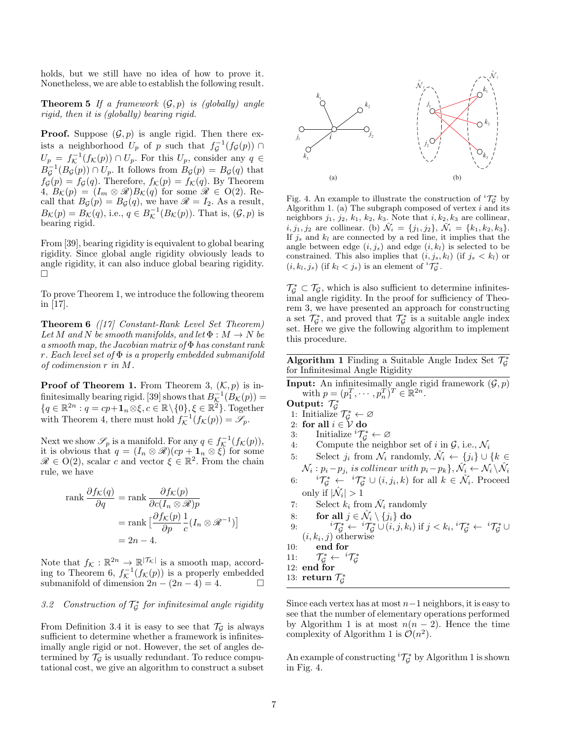holds, but we still have no idea of how to prove it. Nonetheless, we are able to establish the following result.

**Theorem 5** *If a framework $(\mathcal{G}, p)$ is (globally) angle rigid, then it is (globally) bearing rigid.*

**Proof.** Suppose $(\mathcal{G}, p)$ is angle rigid. Then there exists a neighborhood $U_p$ of $p$ such that $f_{\mathcal{G}}^{-1}(f_{\mathcal{G}}(p)) \cap U_p = f_{\mathcal{K}}^{-1}(f_{\mathcal{K}}(p)) \cap U_p$. For this $U_p$, consider any $q \in B_{\mathcal{G}}^{-1}(B_{\mathcal{G}}(p)) \cap U_p$. It follows from $B_{\mathcal{G}}(p) = B_{\mathcal{G}}(q)$ that $f_{\mathcal{G}}(p) = f_{\mathcal{G}}(q)$. Therefore, $f_{\mathcal{K}}(p) = f_{\mathcal{K}}(q)$. By Theorem 4, $B_{\mathcal{K}}(p) = (I_m \otimes \mathscr{R}) B_{\mathcal{K}}(q)$ for some $\mathscr{R} \in \mathrm{O}(2)$. Recall that $B_{\mathcal{G}}(p) = B_{\mathcal{G}}(q)$, we have $\mathscr{R} = I_2$. As a result, $B_{\mathcal{K}}(p) = B_{\mathcal{K}}(q)$, i.e., $q \in B_{\mathcal{K}}^{-1}(B_{\mathcal{K}}(p))$. That is, $(\mathcal{G}, p)$ is bearing rigid.

From [39], bearing rigidity is equivalent to global bearing rigidity. Since global angle rigidity obviously leads to angle rigidity, it can also induce global bearing rigidity. $\square$

To prove Theorem 1, we introduce the following theorem in [17].

**Theorem 6** *([17] Constant-Rank Level Set Theorem) Let $M$ and $N$ be smooth manifolds, and let $\Phi : M \to N$ be a smooth map, the Jacobian matrix of $\Phi$ has constant rank $r$. Each level set of $\Phi$ is a properly embedded submanifold of codimension $r$ in $M$.*

**Proof of Theorem 1.** From Theorem 3, $(\mathcal{K}, p)$ is infinitesimally bearing rigid. [39] shows that $B_{\mathcal{K}}^{-1}(B_{\mathcal{K}}(p)) = \{q \in \mathbb{R}^{2n} : q = cp + \mathbf{1}_n \otimes \xi, c \in \mathbb{R}\setminus\{0\}, \xi \in \mathbb{R}^2\}$. Together with Theorem 4, there must hold $f_{\mathcal{K}}^{-1}(f_{\mathcal{K}}(p)) = \mathscr{S}_p$.

Next we show $\mathscr{S}_p$ is a manifold. For any $q \in f_{\mathcal{K}}^{-1}(f_{\mathcal{K}}(p))$, it is obvious that $q = (I_n \otimes \mathscr{R})(cp + \mathbf{1}_n \otimes \xi)$ for some $\mathscr{R} \in \mathrm{O}(2)$, scalar $c$ and vector $\xi \in \mathbb{R}^2$. From the chain rule, we have

$$
\begin{aligned}
\operatorname{rank} \frac{\partial f_{\mathcal{K}}(q)}{\partial q} &= \operatorname{rank} \frac{\partial f_{\mathcal{K}}(p)}{\partial c(I_n \otimes \mathscr{R})p} \\
&= \operatorname{rank} \big[\frac{\partial f_{\mathcal{K}}(p)}{\partial p} \frac{1}{c}(I_n \otimes \mathscr{R}^{-1})\big] \\
&= 2n - 4.
\end{aligned}
$$

Note that $f_{\mathcal{K}} : \mathbb{R}^{2n} \to \mathbb{R}^{|\mathcal{T}_{\mathcal{K}}|}$ is a smooth map, according to Theorem 6, $f_{\mathcal{K}}^{-1}(f_{\mathcal{K}}(p))$ is a properly embedded submanifold of dimension $2n - (2n - 4) = 4$. $\square$

### 3.2 Construction of $\mathcal{T}_{\mathcal{G}}^*$ for infinitesimal angle rigidity

From Definition 3.4 it is easy to see that $\mathcal{T}_{\mathcal{G}}$ is always sufficient to determine whether a framework is infinitesimally angle rigid or not. However, the set of angles determined by $\mathcal{T}_{\mathcal{G}}$ is usually redundant. To reduce computational cost, we give an algorithm to construct a subset $\mathcal{T}_{\mathcal{G}}^* \subset \mathcal{T}_{\mathcal{G}}$, which is also sufficient to determine infinitesimal angle rigidity. In the proof for sufficiency of Theorem 3, we have presented an approach for constructing a set $\mathcal{T}_{\mathcal{G}}^*$, and proved that $\mathcal{T}_{\mathcal{G}}^*$ is a suitable angle index set. Here we give the following algorithm to implement this procedure.

Fig. 4. An example to illustrate the construction of ${}^i\mathcal{T}_{\mathcal{G}}^*$ by Algorithm 1. (a) The subgraph composed of vertex $i$ and its neighbors $j_1$, $j_2$, $k_1$, $k_2$, $k_3$. Note that $i, k_2, k_3$ are collinear, $i, j_1, j_2$ are collinear. (b) $\hat{\mathcal{N}}_i = \{j_1, j_2\}$, $\check{\mathcal{N}}_i = \{k_1, k_2, k_3\}$. If $j_s$ and $k_l$ are connected by a red line, it implies that the angle between edge $(i, j_s)$ and edge $(i, k_l)$ is selected to be constrained. This also implies that $(i, j_s, k_l)$ (if $j_s < k_l$) or $(i, k_l, j_s)$ (if $k_l < j_s$) is an element of ${}^i\mathcal{T}_{\mathcal{G}}^*$.

**Algorithm 1** Finding a Suitable Angle Index Set $\mathcal{T}_{\mathcal{G}}^*$ for Infinitesimal Angle Rigidity

**Input:** An infinitesimally angle rigid framework $(\mathcal{G}, p)$ with $p = (p_1^T, \cdots, p_n^T)^T \in \mathbb{R}^{2n}$.
**Output:** $\mathcal{T}_{\mathcal{G}}^*$

1: Initialize $\mathcal{T}_{\mathcal{G}}^* \leftarrow \varnothing$
2: **for all** $i \in \mathcal{V}$ **do**
3: Initialize ${}^i\mathcal{T}_{\mathcal{G}}^* \leftarrow \varnothing$
4: Compute the neighbor set of $i$ in $\mathcal{G}$, i.e., $\mathcal{N}_i$
5: Select $j_i$ from $\mathcal{N}_i$ randomly, $\hat{\mathcal{N}}_i \leftarrow \{j_i\} \cup \{k \in \mathcal{N}_i : p_i - p_{j_i}$ *is collinear with* $p_i - p_k\}$, $\check{\mathcal{N}}_i \leftarrow \mathcal{N}_i \setminus \hat{\mathcal{N}}_i$
6: ${}^i\mathcal{T}_{\mathcal{G}}^* \leftarrow {}^i\mathcal{T}_{\mathcal{G}}^* \cup (i, j_i, k)$ for all $k \in \check{\mathcal{N}}_i$. Proceed only if $|\hat{\mathcal{N}}_i| > 1$
7: Select $k_i$ from $\check{\mathcal{N}}_i$ randomly
8: **for all** $j \in \hat{\mathcal{N}}_i \setminus \{j_i\}$ **do**
9: ${}^i\mathcal{T}_{\mathcal{G}}^* \leftarrow {}^i\mathcal{T}_{\mathcal{G}}^* \cup (i, j, k_i)$ if $j < k_i$, ${}^i\mathcal{T}_{\mathcal{G}}^* \leftarrow {}^i\mathcal{T}_{\mathcal{G}}^* \cup (i, k_i, j)$ otherwise
10: **end for**
11: $\mathcal{T}_{\mathcal{G}}^* \leftarrow {}^i\mathcal{T}_{\mathcal{G}}^*$
12: **end for**
13: **return** $\mathcal{T}_{\mathcal{G}}^*$

Since each vertex has at most $n-1$ neighbors, it is easy to see that the number of elementary operations performed by Algorithm 1 is at most $n(n-2)$. Hence the time complexity of Algorithm 1 is $\mathcal{O}(n^2)$.

An example of constructing ${}^i\mathcal{T}_{\mathcal{G}}^*$ by Algorithm 1 is shown in Fig. 4.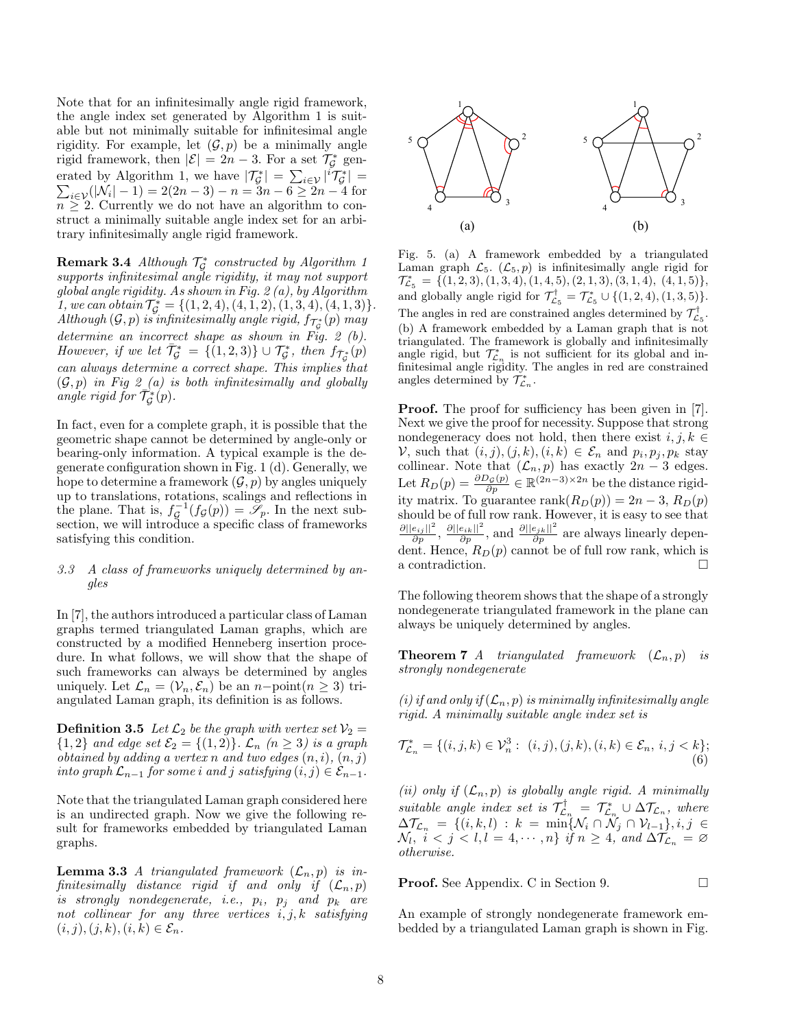Note that for an infinitesimally angle rigid framework, the angle index set generated by Algorithm 1 is suitable but not minimally suitable for infinitesimal angle rigidity. For example, let $(\mathcal{G}, p)$ be a minimally angle rigid framework, then $|\mathcal{E}| = 2n - 3$. For a set $\mathcal{T}_{\mathcal{G}}^*$ generated by Algorithm 1, we have $|\mathcal{T}_{\mathcal{G}}^*| = \sum_{i\in\mathcal{V}} |{}^i\mathcal{T}_{\mathcal{G}}^*| = \sum_{i\in\mathcal{V}}(|\mathcal{N}_i| - 1) = 2(2n-3) - n = 3n - 6 \geq 2n - 4$ for $n \geq 2$. Currently we do not have an algorithm to construct a minimally suitable angle index set for an arbitrary infinitesimally angle rigid framework.

**Remark 3.4** *Although $\mathcal{T}_{\mathcal{G}}^*$ constructed by Algorithm 1 supports infinitesimal angle rigidity, it may not support global angle rigidity. As shown in Fig. 2 (a), by Algorithm 1, we can obtain $\mathcal{T}_{\mathcal{G}}^* = \{(1,2,4),(4,1,2),(1,3,4),(4,1,3)\}$. Although $(\mathcal{G}, p)$ is infinitesimally angle rigid, $f_{\mathcal{T}_{\mathcal{G}}^*}(p)$ may determine an incorrect shape as shown in Fig. 2 (b). However, if we let $\bar{\mathcal{T}}_{\mathcal{G}}^* = \{(1,2,3)\} \cup \mathcal{T}_{\mathcal{G}}^*$, then $f_{\bar{\mathcal{T}}_{\mathcal{G}}^*}(p)$ can always determine a correct shape. This implies that $(\mathcal{G}, p)$ in Fig 2 (a) is both infinitesimally and globally angle rigid for $\bar{\mathcal{T}}_{\mathcal{G}}^*(p)$.*

In fact, even for a complete graph, it is possible that the geometric shape cannot be determined by angle-only or bearing-only information. A typical example is the degenerate configuration shown in Fig. 1 (d). Generally, we hope to determine a framework $(\mathcal{G}, p)$ by angles uniquely up to translations, rotations, scalings and reflections in the plane. That is, $f_{\mathcal{G}}^{-1}(f_{\mathcal{G}}(p)) = \mathscr{S}_p$. In the next subsection, we will introduce a specific class of frameworks satisfying this condition.

### 3.3 A class of frameworks uniquely determined by angles

In [7], the authors introduced a particular class of Laman graphs termed triangulated Laman graphs, which are constructed by a modified Henneberg insertion procedure. In what follows, we will show that the shape of such frameworks can always be determined by angles uniquely. Let $\mathcal{L}_n = (\mathcal{V}_n, \mathcal{E}_n)$ be an $n-$point$(n \geq 3)$ triangulated Laman graph, its definition is as follows.

**Definition 3.5** *Let $\mathcal{L}_2$ be the graph with vertex set $\mathcal{V}_2 = \{1, 2\}$ and edge set $\mathcal{E}_2 = \{(1, 2)\}$. $\mathcal{L}_n$ $(n \geq 3)$ is a graph obtained by adding a vertex $n$ and two edges $(n, i)$, $(n, j)$ into graph $\mathcal{L}_{n-1}$ for some $i$ and $j$ satisfying $(i, j) \in \mathcal{E}_{n-1}$.*

Note that the triangulated Laman graph considered here is an undirected graph. Now we give the following result for frameworks embedded by triangulated Laman graphs.

**Lemma 3.3** *A triangulated framework $(\mathcal{L}_n, p)$ is infinitesimally distance rigid if and only if $(\mathcal{L}_n, p)$ is strongly nondegenerate, i.e., $p_i$, $p_j$ and $p_k$ are not collinear for any three vertices $i, j, k$ satisfying $(i, j), (j, k), (i, k) \in \mathcal{E}_n$.*

Fig. 5. (a) A framework embedded by a triangulated Laman graph $\mathcal{L}_5$. $(\mathcal{L}_5, p)$ is infinitesimally angle rigid for $\mathcal{T}_{\mathcal{L}_5}^* = \{(1,2,3),(1,3,4),(1,4,5),(2,1,3),(3,1,4),(4,1,5)\}$, and globally angle rigid for $\mathcal{T}_{\mathcal{L}_5}^\dagger = \mathcal{T}_{\mathcal{L}_5}^* \cup \{(1,2,4),(1,3,5)\}$. The angles in red are constrained angles determined by $\mathcal{T}_{\mathcal{L}_5}^\dagger$. (b) A framework embedded by a Laman graph that is not triangulated. The framework is globally and infinitesimally angle rigid, but $\mathcal{T}_{\mathcal{L}_n}^*$ is not sufficient for its global and infinitesimal angle rigidity. The angles in red are constrained angles determined by $\mathcal{T}_{\mathcal{L}_n}^*$.

**Proof.** The proof for sufficiency has been given in [7]. Next we give the proof for necessity. Suppose that strong nondegeneracy does not hold, then there exist $i, j, k \in \mathcal{V}$, such that $(i, j), (j, k), (i, k) \in \mathcal{E}_n$ and $p_i, p_j, p_k$ stay collinear. Note that $(\mathcal{L}_n, p)$ has exactly $2n - 3$ edges. Let $R_D(p) = \frac{\partial D_{\mathcal{G}}(p)}{\partial p} \in \mathbb{R}^{(2n-3)\times 2n}$ be the distance rigidity matrix. To guarantee $\text{rank}(R_D(p)) = 2n - 3$, $R_D(p)$ should be of full row rank. However, it is easy to see that $\frac{\partial ||e_{ij}||^2}{\partial p}$, $\frac{\partial ||e_{ik}||^2}{\partial p}$, and $\frac{\partial ||e_{jk}||^2}{\partial p}$ are always linearly dependent. Hence, $R_D(p)$ cannot be of full row rank, which is a contradiction. $\square$

The following theorem shows that the shape of a strongly nondegenerate triangulated framework in the plane can always be uniquely determined by angles.

**Theorem 7** *A triangulated framework $(\mathcal{L}_n, p)$ is strongly nondegenerate*

*(i) if and only if $(\mathcal{L}_n, p)$ is minimally infinitesimally angle rigid. A minimally suitable angle index set is*

$$\mathcal{T}_{\mathcal{L}_n}^* = \{(i,j,k) \in \mathcal{V}_n^3 : \ (i,j),(j,k),(i,k) \in \mathcal{E}_n, \ i,j < k\}; \tag{6}$$

*(ii) only if $(\mathcal{L}_n, p)$ is globally angle rigid. A minimally suitable angle index set is $\mathcal{T}_{\mathcal{L}_n}^\dagger = \mathcal{T}_{\mathcal{L}_n}^* \cup \Delta\mathcal{T}_{\mathcal{L}_n}$, where $\Delta\mathcal{T}_{\mathcal{L}_n} = \{(i,k,l) : k = \min\{\mathcal{N}_i \cap \mathcal{N}_j \cap \mathcal{V}_{l-1}\}, i, j \in \mathcal{N}_l, \ i < j < l, l = 4, \cdots, n\}$ if $n \geq 4$, and $\Delta\mathcal{T}_{\mathcal{L}_n} = \varnothing$ otherwise.*

**Proof.** See Appendix. C in Section 9. $\square$

An example of strongly nondegenerate framework embedded by a triangulated Laman graph is shown in Fig.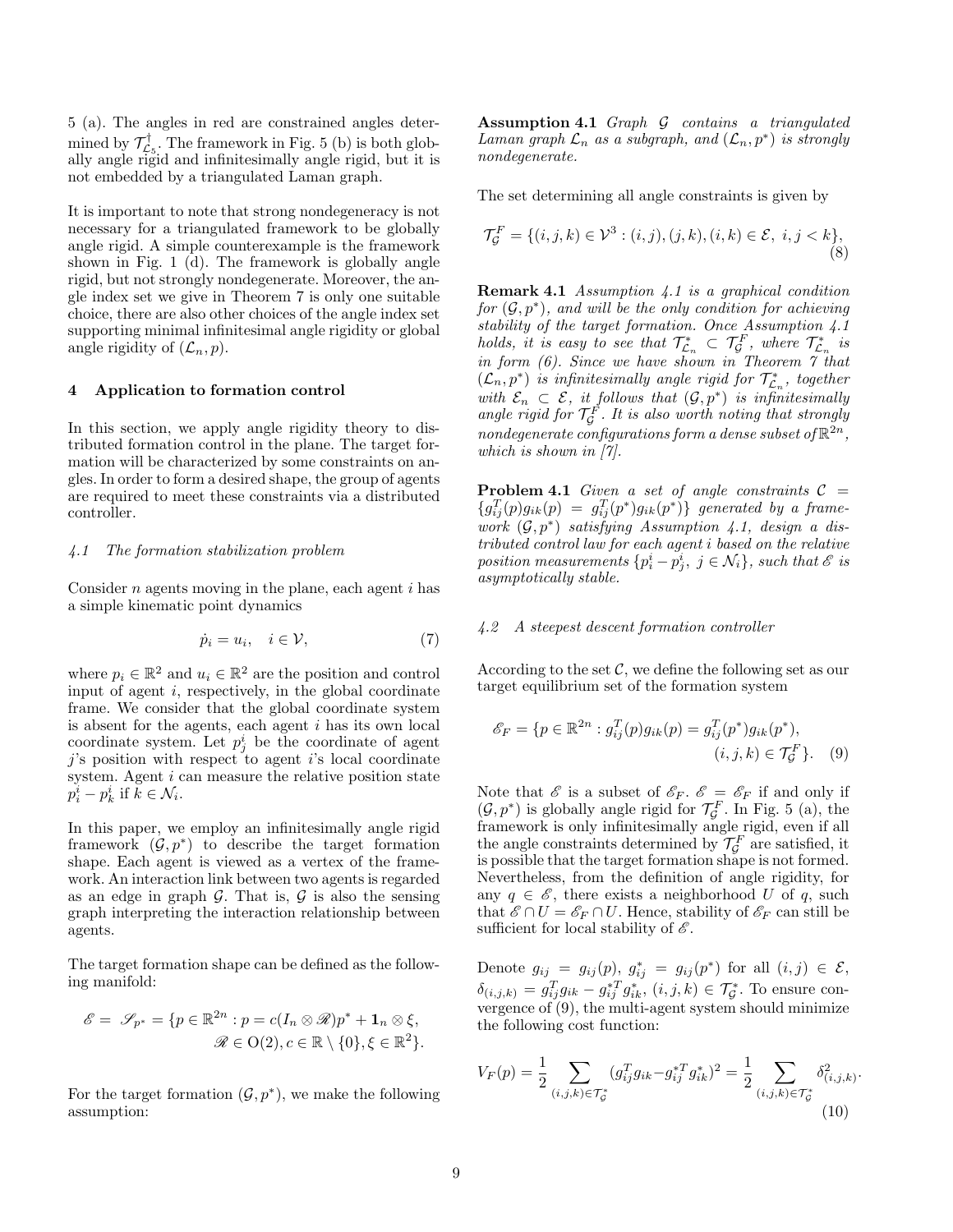5 (a). The angles in red are constrained angles determined by $\mathcal{T}^{\dagger}_{\mathcal{L}_5}$. The framework in Fig. 5 (b) is both globally angle rigid and infinitesimally angle rigid, but it is not embedded by a triangulated Laman graph.

It is important to note that strong nondegeneracy is not necessary for a triangulated framework to be globally angle rigid. A simple counterexample is the framework shown in Fig. 1 (d). The framework is globally angle rigid, but not strongly nondegenerate. Moreover, the angle index set we give in Theorem 7 is only one suitable choice, there are also other choices of the angle index set supporting minimal infinitesimal angle rigidity or global angle rigidity of $(\mathcal{L}_n, p)$.

## 4 Application to formation control

In this section, we apply angle rigidity theory to distributed formation control in the plane. The target formation will be characterized by some constraints on angles. In order to form a desired shape, the group of agents are required to meet these constraints via a distributed controller.

### *4.1 The formation stabilization problem*

Consider $n$ agents moving in the plane, each agent $i$ has a simple kinematic point dynamics

$$\dot{p}_i = u_i, \quad i \in \mathcal{V}, \tag{7}$$

where $p_i \in \mathbb{R}^2$ and $u_i \in \mathbb{R}^2$ are the position and control input of agent $i$, respectively, in the global coordinate frame. We consider that the global coordinate system is absent for the agents, each agent $i$ has its own local coordinate system. Let $p^i_j$ be the coordinate of agent $j$'s position with respect to agent $i$'s local coordinate system. Agent $i$ can measure the relative position state $p^i_i - p^i_k$ if $k \in \mathcal{N}_i$.

In this paper, we employ an infinitesimally angle rigid framework $(\mathcal{G}, p^*)$ to describe the target formation shape. Each agent is viewed as a vertex of the framework. An interaction link between two agents is regarded as an edge in graph $\mathcal{G}$. That is, $\mathcal{G}$ is also the sensing graph interpreting the interaction relationship between agents.

The target formation shape can be defined as the following manifold:

$$\begin{aligned}\mathscr{E} = \mathscr{S}_{p^*} = \{p \in \mathbb{R}^{2n} : p = c(I_n \otimes \mathscr{R})p^* + \mathbf{1}_n \otimes \xi,\\ \mathscr{R} \in \mathrm{O}(2), c \in \mathbb{R} \setminus \{0\}, \xi \in \mathbb{R}^2\}.\end{aligned}$$

For the target formation $(\mathcal{G}, p^*)$, we make the following assumption:

**Assumption 4.1** *Graph $\mathcal{G}$ contains a triangulated Laman graph $\mathcal{L}_n$ as a subgraph, and $(\mathcal{L}_n, p^*)$ is strongly nondegenerate.*

The set determining all angle constraints is given by

$$\mathcal{T}^F_{\mathcal{G}} = \{(i,j,k) \in \mathcal{V}^3 : (i,j), (j,k), (i,k) \in \mathcal{E},\ i,j < k\}, \tag{8}$$

**Remark 4.1** *Assumption 4.1 is a graphical condition for $(\mathcal{G}, p^*)$, and will be the only condition for achieving stability of the target formation. Once Assumption 4.1 holds, it is easy to see that $\mathcal{T}^*_{\mathcal{L}_n} \subset \mathcal{T}^F_{\mathcal{G}}$, where $\mathcal{T}^*_{\mathcal{L}_n}$ is in form (6). Since we have shown in Theorem 7 that $(\mathcal{L}_n, p^*)$ is infinitesimally angle rigid for $\mathcal{T}^*_{\mathcal{L}_n}$, together with $\mathcal{E}_n \subset \mathcal{E}$, it follows that $(\mathcal{G}, p^*)$ is infinitesimally angle rigid for $\mathcal{T}^F_{\mathcal{G}}$. It is also worth noting that strongly nondegenerate configurations form a dense subset of $\mathbb{R}^{2n}$, which is shown in [7].*

**Problem 4.1** *Given a set of angle constraints $\mathcal{C} = \{g^T_{ij}(p)g_{ik}(p) = g^T_{ij}(p^*)g_{ik}(p^*)\}$ generated by a framework $(\mathcal{G}, p^*)$ satisfying Assumption 4.1, design a distributed control law for each agent $i$ based on the relative position measurements $\{p^i_i - p^i_j,\ j \in \mathcal{N}_i\}$, such that $\mathscr{E}$ is asymptotically stable.*

### *4.2 A steepest descent formation controller*

According to the set $\mathcal{C}$, we define the following set as our target equilibrium set of the formation system

$$\begin{aligned}\mathscr{E}_F = \{p \in \mathbb{R}^{2n} : g^T_{ij}(p)g_{ik}(p) = g^T_{ij}(p^*)g_{ik}(p^*),\\ (i,j,k) \in \mathcal{T}^F_{\mathcal{G}}\}.\end{aligned} \tag{9}$$

Note that $\mathscr{E}$ is a subset of $\mathscr{E}_F$. $\mathscr{E} = \mathscr{E}_F$ if and only if $(\mathcal{G}, p^*)$ is globally angle rigid for $\mathcal{T}^F_{\mathcal{G}}$. In Fig. 5 (a), the framework is only infinitesimally angle rigid, even if all the angle constraints determined by $\mathcal{T}^F_{\mathcal{G}}$ are satisfied, it is possible that the target formation shape is not formed. Nevertheless, from the definition of angle rigidity, for any $q \in \mathscr{E}$, there exists a neighborhood $U$ of $q$, such that $\mathscr{E} \cap U = \mathscr{E}_F \cap U$. Hence, stability of $\mathscr{E}_F$ can still be sufficient for local stability of $\mathscr{E}$.

Denote $g_{ij} = g_{ij}(p)$, $g^*_{ij} = g_{ij}(p^*)$ for all $(i,j) \in \mathcal{E}$, $\delta_{(i,j,k)} = g^T_{ij}g_{ik} - g^{*T}_{ij}g^*_{ik}$, $(i,j,k) \in \mathcal{T}^*_{\mathcal{G}}$. To ensure convergence of (9), the multi-agent system should minimize the following cost function:

$$V_F(p) = \frac{1}{2}\sum_{(i,j,k)\in\mathcal{T}^*_{\mathcal{G}}} (g^T_{ij}g_{ik} - g^{*T}_{ij}g^*_{ik})^2 = \frac{1}{2}\sum_{(i,j,k)\in\mathcal{T}^*_{\mathcal{G}}} \delta^2_{(i,j,k)}. \tag{10}$$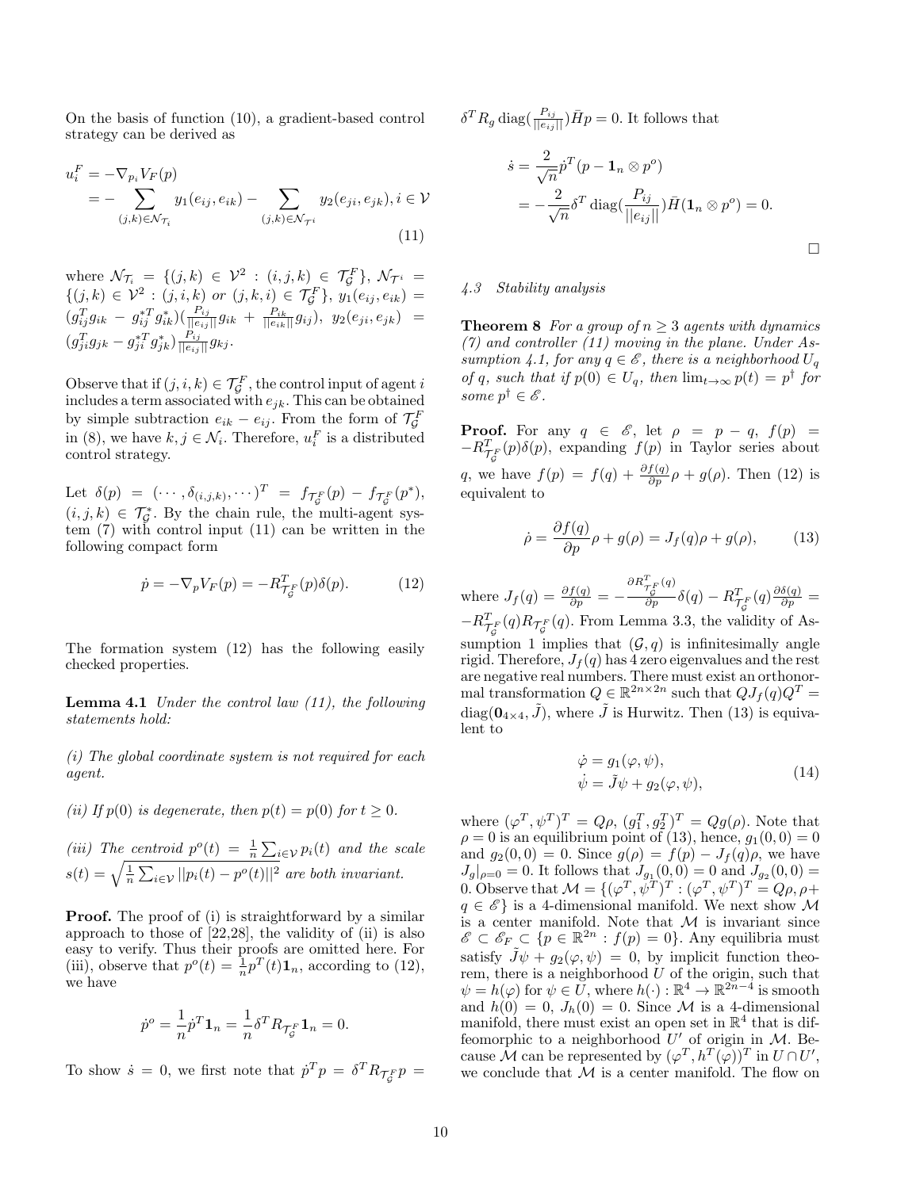On the basis of function (10), a gradient-based control strategy can be derived as

$$
\begin{aligned}
u_i^F &= -\nabla_{p_i} V_F(p) \\
&= -\sum_{(j,k)\in\mathcal{N}_{\mathcal{T}_i}} y_1(e_{ij}, e_{ik}) - \sum_{(j,k)\in\mathcal{N}_{\mathcal{T}^i}} y_2(e_{ji}, e_{jk}), i \in \mathcal{V}
\end{aligned} \tag{11}
$$

where $\mathcal{N}_{\mathcal{T}_i} = \{(j,k) \in \mathcal{V}^2 : (i,j,k) \in \mathcal{T}_{\mathcal{G}}^F\}$, $\mathcal{N}_{\mathcal{T}^i} = \{(j,k) \in \mathcal{V}^2 : (j,i,k) \text{ or } (j,k,i) \in \mathcal{T}_{\mathcal{G}}^F\}$, $y_1(e_{ij}, e_{ik}) = (g_{ij}^T g_{ik} - g_{ij}^{*T} g_{ik}^*)(\frac{P_{ij}}{||e_{ij}||} g_{ik} + \frac{P_{ik}}{||e_{ik}||} g_{ij})$, $y_2(e_{ji}, e_{jk}) = (g_{ji}^T g_{jk} - g_{ji}^{*T} g_{jk}^*)\frac{P_{ij}}{||e_{ij}||} g_{kj}$.

Observe that if $(j,i,k) \in \mathcal{T}_{\mathcal{G}}^F$, the control input of agent $i$ includes a term associated with $e_{jk}$. This can be obtained by simple subtraction $e_{ik} - e_{ij}$. From the form of $\mathcal{T}_{\mathcal{G}}^F$ in (8), we have $k, j \in \mathcal{N}_i$. Therefore, $u_i^F$ is a distributed control strategy.

Let $\delta(p) = (\cdots, \delta_{(i,j,k)}, \cdots)^T = f_{\mathcal{T}_{\mathcal{G}}^F}(p) - f_{\mathcal{T}_{\mathcal{G}}^F}(p^*)$, $(i,j,k) \in \mathcal{T}_{\mathcal{G}}^*$. By the chain rule, the multi-agent system (7) with control input (11) can be written in the following compact form

$$
\dot{p} = -\nabla_p V_F(p) = -R_{\mathcal{T}_{\mathcal{G}}^F}^T(p)\delta(p). \tag{12}
$$

The formation system (12) has the following easily checked properties.

**Lemma 4.1** *Under the control law (11), the following statements hold:*

*(i) The global coordinate system is not required for each agent.*

*(ii) If $p(0)$ is degenerate, then $p(t) = p(0)$ for $t \geq 0$.*

*(iii) The centroid $p^o(t) = \frac{1}{n}\sum_{i\in\mathcal{V}} p_i(t)$ and the scale $s(t) = \sqrt{\frac{1}{n}\sum_{i\in\mathcal{V}} ||p_i(t) - p^o(t)||^2}$ are both invariant.*

**Proof.** The proof of (i) is straightforward by a similar approach to those of [22,28], the validity of (ii) is also easy to verify. Thus their proofs are omitted here. For (iii), observe that $p^o(t) = \frac{1}{n}p^T(t)\mathbf{1}_n$, according to (12), we have

$$
\dot{p}^o = \frac{1}{n}\dot{p}^T\mathbf{1}_n = \frac{1}{n}\delta^T R_{\mathcal{T}_{\mathcal{G}}^F}\mathbf{1}_n = 0.
$$

To show $\dot{s} = 0$, we first note that $\dot{p}^T p = \delta^T R_{\mathcal{T}_{\mathcal{G}}^F} p = \delta^T R_g \operatorname{diag}(\frac{P_{ij}}{||e_{ij}||})\bar{H}p = 0$. It follows that

$$
\begin{aligned}
\dot{s} &= \frac{2}{\sqrt{n}}\dot{p}^T(p - \mathbf{1}_n \otimes p^o) \\
&= -\frac{2}{\sqrt{n}}\delta^T \operatorname{diag}(\frac{P_{ij}}{||e_{ij}||})\bar{H}(\mathbf{1}_n \otimes p^o) = 0.
\end{aligned}
$$

□

### 4.3 Stability analysis

**Theorem 8** *For a group of $n \geq 3$ agents with dynamics (7) and controller (11) moving in the plane. Under Assumption 4.1, for any $q \in \mathscr{E}$, there is a neighborhood $U_q$ of $q$, such that if $p(0) \in U_q$, then $\lim_{t\to\infty} p(t) = p^\dagger$ for some $p^\dagger \in \mathscr{E}$.*

**Proof.** For any $q \in \mathscr{E}$, let $\rho = p - q$, $f(p) = -R_{\mathcal{T}_{\mathcal{G}}^F}^T(p)\delta(p)$, expanding $f(p)$ in Taylor series about $q$, we have $f(p) = f(q) + \frac{\partial f(q)}{\partial p}\rho + g(\rho)$. Then (12) is equivalent to

$$
\dot{\rho} = \frac{\partial f(q)}{\partial p}\rho + g(\rho) = J_f(q)\rho + g(\rho), \tag{13}
$$

where $J_f(q) = \frac{\partial f(q)}{\partial p} = -\frac{\partial R_{\mathcal{T}_{\mathcal{G}}^F}^T(q)}{\partial p}\delta(q) - R_{\mathcal{T}_{\mathcal{G}}^F}^T(q)\frac{\partial \delta(q)}{\partial p} = -R_{\mathcal{T}_{\mathcal{G}}^F}^T(q)R_{\mathcal{T}_{\mathcal{G}}^F}(q)$. From Lemma 3.3, the validity of Assumption 1 implies that $(\mathcal{G}, q)$ is infinitesimally angle rigid. Therefore, $J_f(q)$ has 4 zero eigenvalues and the rest are negative real numbers. There must exist an orthonormal transformation $Q \in \mathbb{R}^{2n\times 2n}$ such that $QJ_f(q)Q^T = \operatorname{diag}(\mathbf{0}_{4\times 4}, \tilde{J})$, where $\tilde{J}$ is Hurwitz. Then (13) is equivalent to

$$
\begin{aligned}
\dot{\varphi} &= g_1(\varphi, \psi), \\
\dot{\psi} &= \tilde{J}\psi + g_2(\varphi, \psi),
\end{aligned} \tag{14}
$$

where $(\varphi^T, \psi^T)^T = Q\rho$, $(g_1^T, g_2^T)^T = Qg(\rho)$. Note that $\rho = 0$ is an equilibrium point of (13), hence, $g_1(0,0) = 0$ and $g_2(0,0) = 0$. Since $g(\rho) = f(p) - J_f(q)\rho$, we have $J_g|_{\rho=0} = 0$. It follows that $J_{g_1}(0,0) = 0$ and $J_{g_2}(0,0) = 0$. Observe that $\mathcal{M} = \{(\varphi^T, \psi^T)^T : (\varphi^T, \psi^T)^T = Q\rho, \rho + q \in \mathscr{E}\}$ is a 4-dimensional manifold. We next show $\mathcal{M}$ is a center manifold. Note that $\mathcal{M}$ is invariant since $\mathscr{E} \subset \mathscr{E}_F \subset \{p \in \mathbb{R}^{2n} : f(p) = 0\}$. Any equilibria must satisfy $\tilde{J}\psi + g_2(\varphi, \psi) = 0$, by implicit function theorem, there is a neighborhood $U$ of the origin, such that $\psi = h(\varphi)$ for $\psi \in U$, where $h(\cdot) : \mathbb{R}^4 \to \mathbb{R}^{2n-4}$ is smooth and $h(0) = 0$, $J_h(0) = 0$. Since $\mathcal{M}$ is a 4-dimensional manifold, there must exist an open set in $\mathbb{R}^4$ that is diffeomorphic to a neighborhood $U'$ of origin in $\mathcal{M}$. Because $\mathcal{M}$ can be represented by $(\varphi^T, h^T(\varphi))^T$ in $U \cap U'$, we conclude that $\mathcal{M}$ is a center manifold. The flow on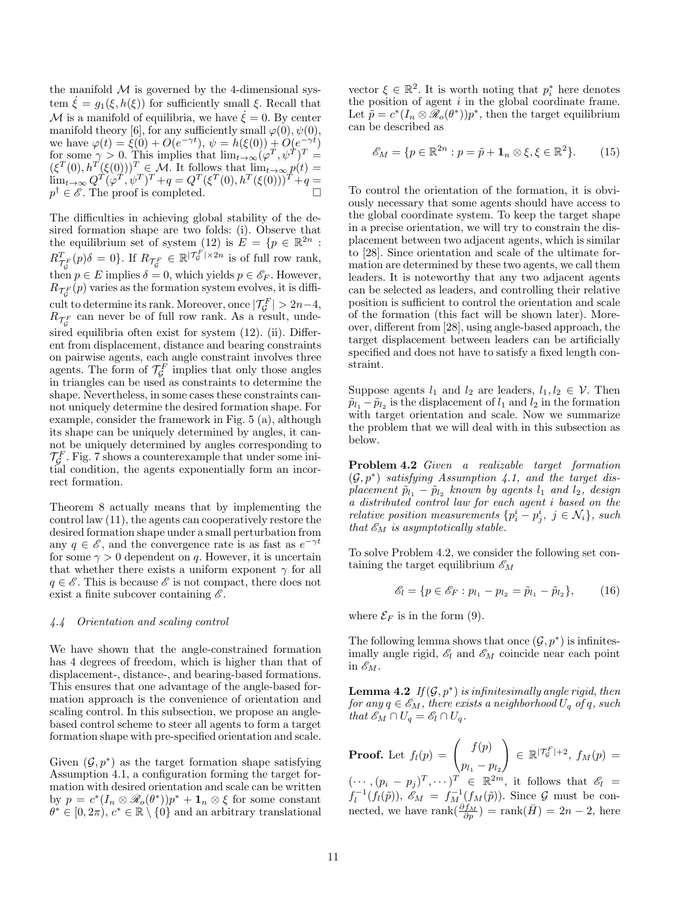the manifold $\mathcal{M}$ is governed by the 4-dimensional system $\dot{\xi} = g_1(\xi, h(\xi))$ for sufficiently small $\xi$. Recall that $\mathcal{M}$ is a manifold of equilibria, we have $\dot{\xi} = 0$. By center manifold theory [6], for any sufficiently small $\varphi(0), \psi(0)$, we have $\varphi(t) = \xi(0) + O(e^{-\gamma t})$, $\psi = h(\xi(0)) + O(e^{-\gamma t})$ for some $\gamma > 0$. This implies that $\lim_{t\to\infty}(\varphi^T, \psi^T)^T = (\xi^T(0), h^T(\xi(0)))^T \in \mathcal{M}$. It follows that $\lim_{t\to\infty} p(t) = \lim_{t\to\infty} Q^T(\varphi^T, \psi^T)^T + q = Q^T(\xi^T(0), h^T(\xi(0)))^T + q = p^\dagger \in \mathscr{E}$. The proof is completed. $\square$

The difficulties in achieving global stability of the desired formation shape are two folds: (i). Observe that the equilibrium set of system (12) is $E = \{p \in \mathbb{R}^{2n} : R^T_{\mathcal{T}^F_{\mathcal{G}}}(p)\delta = 0\}$. If $R_{\mathcal{T}^F_{\mathcal{G}}} \in \mathbb{R}^{|\mathcal{T}^F_{\mathcal{G}}| \times 2n}$ is of full row rank, then $p \in E$ implies $\delta = 0$, which yields $p \in \mathscr{E}_F$. However, $R_{\mathcal{T}^F_{\mathcal{G}}}(p)$ varies as the formation system evolves, it is difficult to determine its rank. Moreover, once $|\mathcal{T}^F_{\mathcal{G}}| > 2n-4$, $R_{\mathcal{T}^F_{\mathcal{G}}}$ can never be of full row rank. As a result, undesired equilibria often exist for system (12). (ii). Different from displacement, distance and bearing constraints on pairwise agents, each angle constraint involves three agents. The form of $\mathcal{T}^F_{\mathcal{G}}$ implies that only those angles in triangles can be used as constraints to determine the shape. Nevertheless, in some cases these constraints cannot uniquely determine the desired formation shape. For example, consider the framework in Fig. 5 (a), although its shape can be uniquely determined by angles, it cannot be uniquely determined by angles corresponding to $\mathcal{T}^F_{\mathcal{G}}$. Fig. 7 shows a counterexample that under some initial condition, the agents exponentially form an incorrect formation.

Theorem 8 actually means that by implementing the control law (11), the agents can cooperatively restore the desired formation shape under a small perturbation from any $q \in \mathscr{E}$, and the convergence rate is as fast as $e^{-\gamma t}$ for some $\gamma > 0$ dependent on $q$. However, it is uncertain that whether there exists a uniform exponent $\gamma$ for all $q \in \mathscr{E}$. This is because $\mathscr{E}$ is not compact, there does not exist a finite subcover containing $\mathscr{E}$.

### *4.4 Orientation and scaling control*

We have shown that the angle-constrained formation has 4 degrees of freedom, which is higher than that of displacement-, distance-, and bearing-based formations. This ensures that one advantage of the angle-based formation approach is the convenience of orientation and scaling control. In this subsection, we propose an angle-based control scheme to steer all agents to form a target formation shape with pre-specified orientation and scale.

Given $(\mathcal{G}, p^*)$ as the target formation shape satisfying Assumption 4.1, a configuration forming the target formation with desired orientation and scale can be written by $p = c^*(I_n \otimes \mathscr{R}_o(\theta^*))p^* + \mathbf{1}_n \otimes \xi$ for some constant $\theta^* \in [0, 2\pi)$, $c^* \in \mathbb{R} \setminus \{0\}$ and an arbitrary translational vector $\xi \in \mathbb{R}^2$. It is worth noting that $p_i^*$ here denotes the position of agent $i$ in the global coordinate frame. Let $\tilde{p} = c^*(I_n \otimes \mathscr{R}_o(\theta^*))p^*$, then the target equilibrium can be described as

$$\mathscr{E}_M = \{p \in \mathbb{R}^{2n} : p = \tilde{p} + \mathbf{1}_n \otimes \xi, \xi \in \mathbb{R}^2\}. \qquad (15)$$

To control the orientation of the formation, it is obviously necessary that some agents should have access to the global coordinate system. To keep the target shape in a precise orientation, we will try to constrain the displacement between two adjacent agents, which is similar to [28]. Since orientation and scale of the ultimate formation are determined by these two agents, we call them leaders. It is noteworthy that any two adjacent agents can be selected as leaders, and controlling their relative position is sufficient to control the orientation and scale of the formation (this fact will be shown later). Moreover, different from [28], using angle-based approach, the target displacement between leaders can be artificially specified and does not have to satisfy a fixed length constraint.

Suppose agents $l_1$ and $l_2$ are leaders, $l_1, l_2 \in \mathcal{V}$. Then $\tilde{p}_{l_1} - \tilde{p}_{l_2}$ is the displacement of $l_1$ and $l_2$ in the formation with target orientation and scale. Now we summarize the problem that we will deal with in this subsection as below.

**Problem 4.2** *Given a realizable target formation $(\mathcal{G}, p^*)$ satisfying Assumption 4.1, and the target displacement $\tilde{p}_{l_1} - \tilde{p}_{l_2}$ known by agents $l_1$ and $l_2$, design a distributed control law for each agent $i$ based on the relative position measurements $\{p_i^i - p_j^i,\ j \in \mathcal{N}_i\}$, such that $\mathscr{E}_M$ is asymptotically stable.*

To solve Problem 4.2, we consider the following set containing the target equilibrium $\mathscr{E}_M$

$$\mathscr{E}_l = \{p \in \mathscr{E}_F : p_{l_1} - p_{l_2} = \tilde{p}_{l_1} - \tilde{p}_{l_2}\}, \qquad (16)$$

where $\mathcal{E}_F$ is in the form (9).

The following lemma shows that once $(\mathcal{G}, p^*)$ is infinitesimally angle rigid, $\mathscr{E}_l$ and $\mathscr{E}_M$ coincide near each point in $\mathscr{E}_M$.

**Lemma 4.2** *If $(\mathcal{G}, p^*)$ is infinitesimally angle rigid, then for any $q \in \mathscr{E}_M$, there exists a neighborhood $U_q$ of $q$, such that $\mathscr{E}_M \cap U_q = \mathscr{E}_l \cap U_q$.*

**Proof.** Let $f_l(p) = \begin{pmatrix} f(p) \\ p_{l_1} - p_{l_2} \end{pmatrix} \in \mathbb{R}^{|\mathcal{T}^F_{\mathcal{G}}|+2}$, $f_M(p) = (\cdots, (p_i - p_j)^T, \cdots)^T \in \mathbb{R}^{2m}$, it follows that $\mathscr{E}_l = f_l^{-1}(f_l(\tilde{p}))$, $\mathscr{E}_M = f_M^{-1}(f_M(\tilde{p}))$. Since $\mathcal{G}$ must be connected, we have $\text{rank}(\frac{\partial f_M}{\partial p}) = \text{rank}(\bar{H}) = 2n-2$, here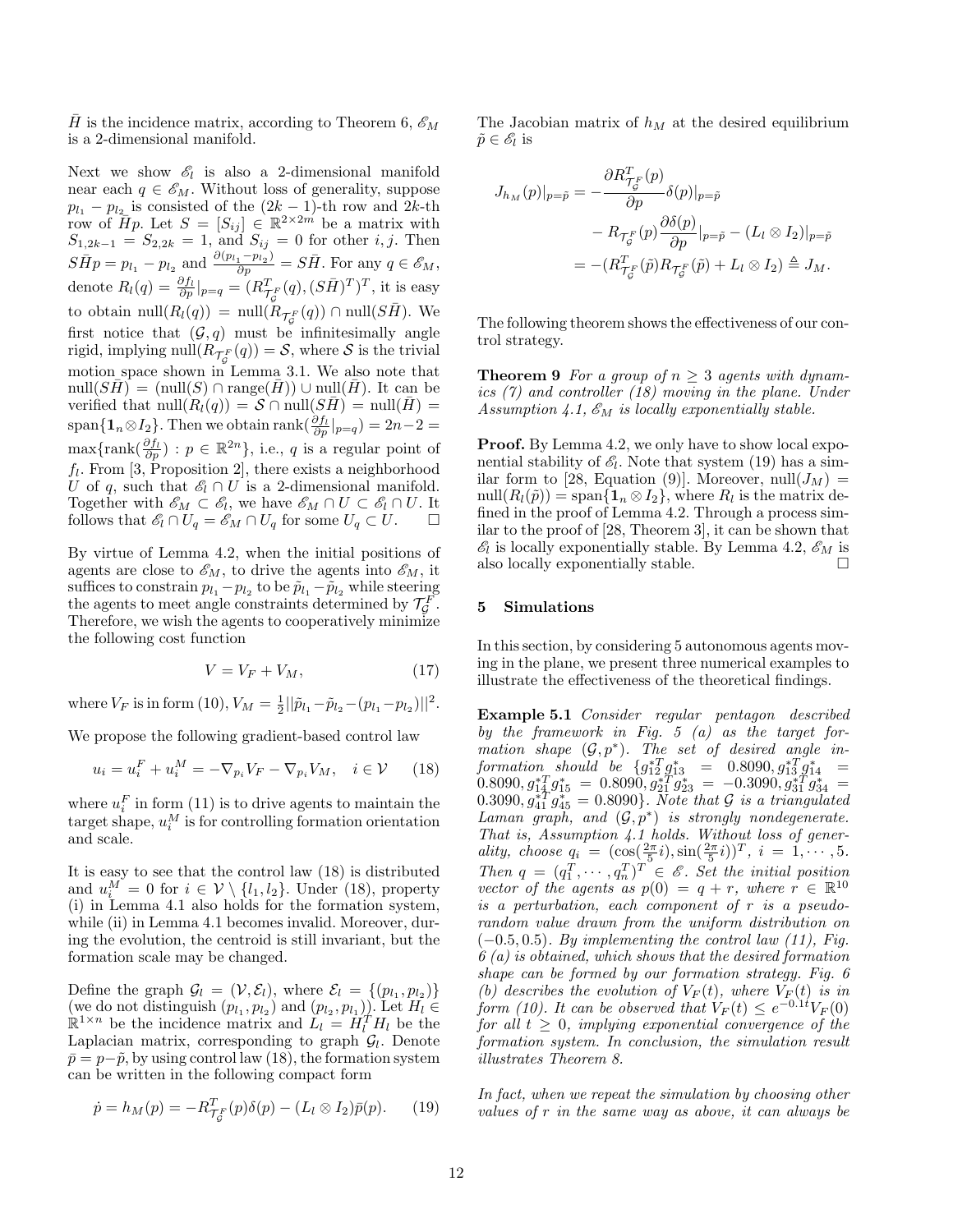$\bar{H}$ is the incidence matrix, according to Theorem 6, $\mathscr{E}_M$ is a 2-dimensional manifold.

Next we show $\mathscr{E}_l$ is also a 2-dimensional manifold near each $q \in \mathscr{E}_M$. Without loss of generality, suppose $p_{l_1} - p_{l_2}$ is consisted of the $(2k-1)$-th row and $2k$-th row of $\bar{H}p$. Let $S = [S_{ij}] \in \mathbb{R}^{2\times 2m}$ be a matrix with $S_{1,2k-1} = S_{2,2k} = 1$, and $S_{ij} = 0$ for other $i, j$. Then $S\bar{H}p = p_{l_1} - p_{l_2}$ and $\frac{\partial(p_{l_1}-p_{l_2})}{\partial p} = S\bar{H}$. For any $q \in \mathscr{E}_M$, denote $R_l(q) = \frac{\partial f_l}{\partial p}|_{p=q} = (R^T_{\mathcal{T}^F_{\mathcal{G}}}(q), (S\bar{H})^T)^T$, it is easy to obtain $\text{null}(R_l(q)) = \text{null}(R_{\mathcal{T}^F_{\mathcal{G}}}(q)) \cap \text{null}(S\bar{H})$. We first notice that $(\mathcal{G}, q)$ must be infinitesimally angle rigid, implying $\text{null}(R_{\mathcal{T}^F_{\mathcal{G}}}(q)) = \mathcal{S}$, where $\mathcal{S}$ is the trivial motion space shown in Lemma 3.1. We also note that $\text{null}(S\bar{H}) = (\text{null}(S) \cap \text{range}(\bar{H})) \cup \text{null}(\bar{H})$. It can be verified that $\text{null}(R_l(q)) = \mathcal{S} \cap \text{null}(S\bar{H}) = \text{null}(\bar{H}) = \text{span}\{\mathbf{1}_n \otimes I_2\}$. Then we obtain $\text{rank}(\frac{\partial f_l}{\partial p}|_{p=q}) = 2n-2 = \max\{\text{rank}(\frac{\partial f_l}{\partial p}) : p \in \mathbb{R}^{2n}\}$, i.e., $q$ is a regular point of $f_l$. From [3, Proposition 2], there exists a neighborhood $U$ of $q$, such that $\mathscr{E}_l \cap U$ is a 2-dimensional manifold. Together with $\mathscr{E}_M \subset \mathscr{E}_l$, we have $\mathscr{E}_M \cap U \subset \mathscr{E}_l \cap U$. It follows that $\mathscr{E}_l \cap U_q = \mathscr{E}_M \cap U_q$ for some $U_q \subset U$. $\square$

By virtue of Lemma 4.2, when the initial positions of agents are close to $\mathscr{E}_M$, to drive the agents into $\mathscr{E}_M$, it suffices to constrain $p_{l_1} - p_{l_2}$ to be $\tilde{p}_{l_1} - \tilde{p}_{l_2}$ while steering the agents to meet angle constraints determined by $\mathcal{T}^F_{\mathcal{G}}$. Therefore, we wish the agents to cooperatively minimize the following cost function

$$V = V_F + V_M, \tag{17}$$

where $V_F$ is in form (10), $V_M = \frac{1}{2}||\tilde{p}_{l_1} - \tilde{p}_{l_2} - (p_{l_1} - p_{l_2})||^2$.

We propose the following gradient-based control law

$$u_i = u_i^F + u_i^M = -\nabla_{p_i} V_F - \nabla_{p_i} V_M, \quad i \in \mathcal{V} \tag{18}$$

where $u_i^F$ in form (11) is to drive agents to maintain the target shape, $u_i^M$ is for controlling formation orientation and scale.

It is easy to see that the control law (18) is distributed and $u_i^M = 0$ for $i \in \mathcal{V} \setminus \{l_1, l_2\}$. Under (18), property (i) in Lemma 4.1 also holds for the formation system, while (ii) in Lemma 4.1 becomes invalid. Moreover, during the evolution, the centroid is still invariant, but the formation scale may be changed.

Define the graph $\mathcal{G}_l = (\mathcal{V}, \mathcal{E}_l)$, where $\mathcal{E}_l = \{(p_{l_1}, p_{l_2})\}$ (we do not distinguish $(p_{l_1}, p_{l_2})$ and $(p_{l_2}, p_{l_1})$). Let $H_l \in \mathbb{R}^{1\times n}$ be the incidence matrix and $L_l = H_l^T H_l$ be the Laplacian matrix, corresponding to graph $\mathcal{G}_l$. Denote $\bar{p} = p - \tilde{p}$, by using control law (18), the formation system can be written in the following compact form

$$\dot{p} = h_M(p) = -R^T_{\mathcal{T}^F_{\mathcal{G}}}(p)\delta(p) - (L_l \otimes I_2)\bar{p}(p). \tag{19}$$

The Jacobian matrix of $h_M$ at the desired equilibrium $\tilde{p} \in \mathscr{E}_l$ is

$$\begin{aligned} J_{h_M}(p)|_{p=\tilde{p}} &= -\frac{\partial R^T_{\mathcal{T}^F_{\mathcal{G}}}(p)}{\partial p}\delta(p)|_{p=\tilde{p}} \\ &\quad - R_{\mathcal{T}^F_{\mathcal{G}}}(p)\frac{\partial \delta(p)}{\partial p}|_{p=\tilde{p}} - (L_l \otimes I_2)|_{p=\tilde{p}} \\ &= -(R^T_{\mathcal{T}^F_{\mathcal{G}}}(\tilde{p})R_{\mathcal{T}^F_{\mathcal{G}}}(\tilde{p}) + L_l \otimes I_2) \triangleq J_M. \end{aligned}$$

The following theorem shows the effectiveness of our control strategy.

**Theorem 9** *For a group of $n \geq 3$ agents with dynamics (7) and controller (18) moving in the plane. Under Assumption 4.1, $\mathscr{E}_M$ is locally exponentially stable.*

**Proof.** By Lemma 4.2, we only have to show local exponential stability of $\mathscr{E}_l$. Note that system (19) has a similar form to [28, Equation (9)]. Moreover, $\text{null}(J_M) = \text{null}(R_l(\tilde{p})) = \text{span}\{\mathbf{1}_n \otimes I_2\}$, where $R_l$ is the matrix defined in the proof of Lemma 4.2. Through a process similar to the proof of [28, Theorem 3], it can be shown that $\mathscr{E}_l$ is locally exponentially stable. By Lemma 4.2, $\mathscr{E}_M$ is also locally exponentially stable. $\square$

## 5 Simulations

In this section, by considering 5 autonomous agents moving in the plane, we present three numerical examples to illustrate the effectiveness of the theoretical findings.

**Example 5.1** *Consider regular pentagon described by the framework in Fig. 5 (a) as the target formation shape $(\mathcal{G}, p^*)$. The set of desired angle information should be $\{g_{12}^{*T} g_{13}^* = 0.8090, g_{13}^{*T} g_{14}^* = 0.8090, g_{14}^{*T} g_{15}^* = 0.8090, g_{21}^{*T} g_{23}^* = -0.3090, g_{31}^{*T} g_{34}^* = 0.3090, g_{41}^{*T} g_{45}^* = 0.8090\}$. Note that $\mathcal{G}$ is a triangulated Laman graph, and $(\mathcal{G}, p^*)$ is strongly nondegenerate. That is, Assumption 4.1 holds. Without loss of generality, choose $q_i = (\cos(\frac{2\pi}{5}i), \sin(\frac{2\pi}{5}i))^T$, $i = 1, \cdots, 5$. Then $q = (q_1^T, \cdots, q_n^T)^T \in \mathscr{E}$. Set the initial position vector of the agents as $p(0) = q + r$, where $r \in \mathbb{R}^{10}$ is a perturbation, each component of $r$ is a pseudo-random value drawn from the uniform distribution on $(-0.5, 0.5)$. By implementing the control law (11), Fig. 6 (a) is obtained, which shows that the desired formation shape can be formed by our formation strategy. Fig. 6 (b) describes the evolution of $V_F(t)$, where $V_F(t)$ is in form (10). It can be observed that $V_F(t) \leq e^{-0.1t}V_F(0)$ for all $t \geq 0$, implying exponential convergence of the formation system. In conclusion, the simulation result illustrates Theorem 8.*

*In fact, when we repeat the simulation by choosing other values of $r$ in the same way as above, it can always be*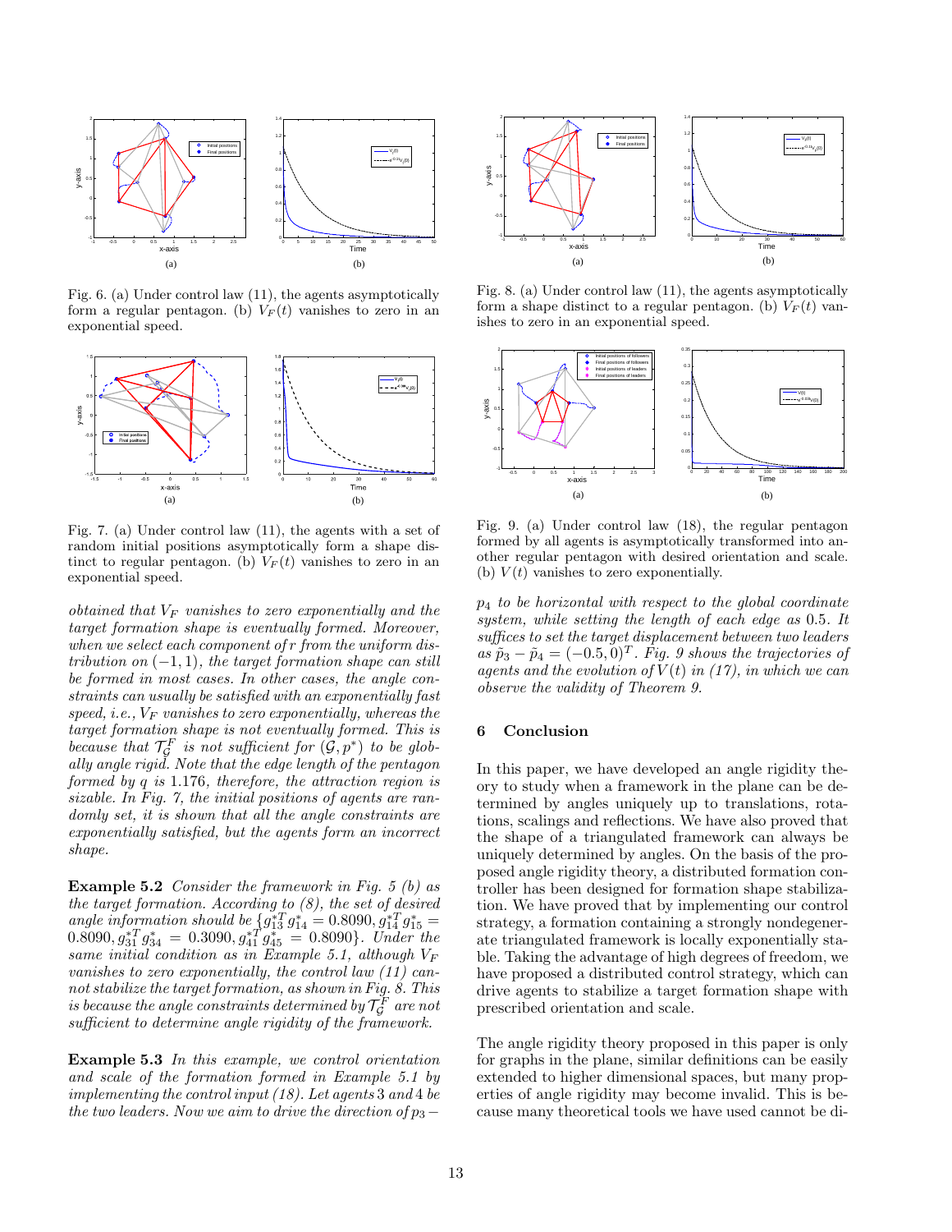Fig. 6. (a) Under control law (11), the agents asymptotically form a regular pentagon. (b) $V_F(t)$ vanishes to zero in an exponential speed.

Fig. 7. (a) Under control law (11), the agents with a set of random initial positions asymptotically form a shape distinct to regular pentagon. (b) $V_F(t)$ vanishes to zero in an exponential speed.

*obtained that $V_F$ vanishes to zero exponentially and the target formation shape is eventually formed. Moreover, when we select each component of $r$ from the uniform distribution on $(-1, 1)$, the target formation shape can still be formed in most cases. In other cases, the angle constraints can usually be satisfied with an exponentially fast speed, i.e., $V_F$ vanishes to zero exponentially, whereas the target formation shape is not eventually formed. This is because that $\mathcal{T}_{\mathcal{G}}^F$ is not sufficient for $(\mathcal{G}, p^*)$ to be globally angle rigid. Note that the edge length of the pentagon formed by $q$ is 1.176, therefore, the attraction region is sizable. In Fig. 7, the initial positions of agents are randomly set, it is shown that all the angle constraints are exponentially satisfied, but the agents form an incorrect shape.*

**Example 5.2** *Consider the framework in Fig. 5 (b) as the target formation. According to (8), the set of desired angle information should be $\{g_{13}^{*T} g_{14}^* = 0.8090, g_{14}^{*T} g_{15}^* = 0.8090, g_{31}^{*T} g_{34}^* = 0.3090, g_{41}^{*T} g_{45}^* = 0.8090\}$. Under the same initial condition as in Example 5.1, although $V_F$ vanishes to zero exponentially, the control law (11) cannot stabilize the target formation, as shown in Fig. 8. This is because the angle constraints determined by $\mathcal{T}_{\mathcal{G}}^F$ are not sufficient to determine angle rigidity of the framework.*

**Example 5.3** *In this example, we control orientation and scale of the formation formed in Example 5.1 by implementing the control input (18). Let agents 3 and 4 be the two leaders. Now we aim to drive the direction of $p_3 - p_4$ to be horizontal with respect to the global coordinate system, while setting the length of each edge as 0.5. It suffices to set the target displacement between two leaders as $\tilde{p}_3 - \tilde{p}_4 = (-0.5, 0)^T$. Fig. 9 shows the trajectories of agents and the evolution of $V(t)$ in (17), in which we can observe the validity of Theorem 9.*

Fig. 8. (a) Under control law (11), the agents asymptotically form a shape distinct to a regular pentagon. (b) $V_F(t)$ vanishes to zero in an exponential speed.

Fig. 9. (a) Under control law (18), the regular pentagon formed by all agents is asymptotically transformed into another regular pentagon with desired orientation and scale. (b) $V(t)$ vanishes to zero exponentially.

## 6 Conclusion

In this paper, we have developed an angle rigidity theory to study when a framework in the plane can be determined by angles uniquely up to translations, rotations, scalings and reflections. We have also proved that the shape of a triangulated framework can always be uniquely determined by angles. On the basis of the proposed angle rigidity theory, a distributed formation controller has been designed for formation shape stabilization. We have proved that by implementing our control strategy, a formation containing a strongly nondegenerate triangulated framework is locally exponentially stable. Taking the advantage of high degrees of freedom, we have proposed a distributed control strategy, which can drive agents to stabilize a target formation shape with prescribed orientation and scale.

The angle rigidity theory proposed in this paper is only for graphs in the plane, similar definitions can be easily extended to higher dimensional spaces, but many properties of angle rigidity may become invalid. This is because many theoretical tools we have used cannot be di-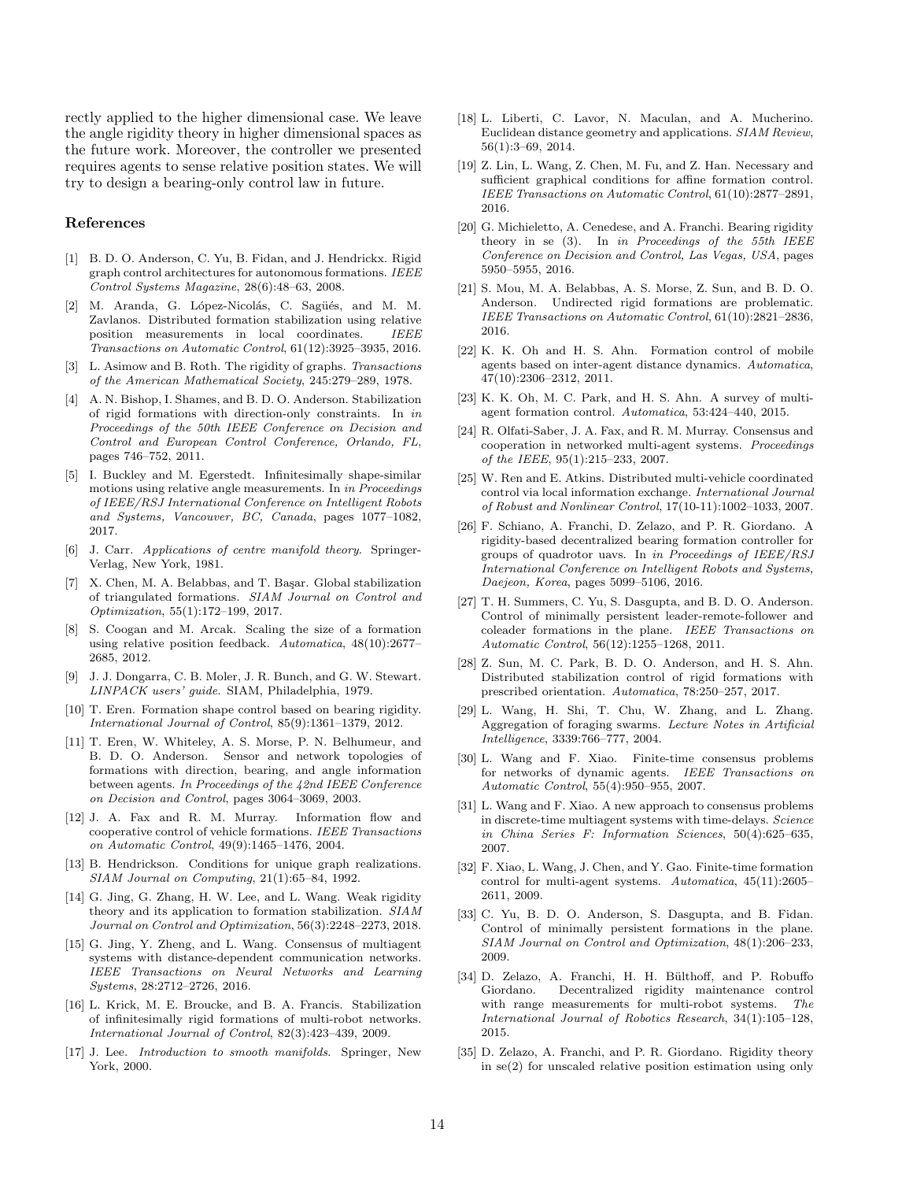rectly applied to the higher dimensional case. We leave the angle rigidity theory in higher dimensional spaces as the future work. Moreover, the controller we presented requires agents to sense relative position states. We will try to design a bearing-only control law in future.

## References

[1] B. D. O. Anderson, C. Yu, B. Fidan, and J. Hendrickx. Rigid graph control architectures for autonomous formations. *IEEE Control Systems Magazine*, 28(6):48–63, 2008.

[2] M. Aranda, G. López-Nicolás, C. Sagüés, and M. M. Zavlanos. Distributed formation stabilization using relative position measurements in local coordinates. *IEEE Transactions on Automatic Control*, 61(12):3925–3935, 2016.

[3] L. Asimow and B. Roth. The rigidity of graphs. *Transactions of the American Mathematical Society*, 245:279–289, 1978.

[4] A. N. Bishop, I. Shames, and B. D. O. Anderson. Stabilization of rigid formations with direction-only constraints. In *in Proceedings of the 50th IEEE Conference on Decision and Control and European Control Conference, Orlando, FL*, pages 746–752, 2011.

[5] I. Buckley and M. Egerstedt. Infinitesimally shape-similar motions using relative angle measurements. In *in Proceedings of IEEE/RSJ International Conference on Intelligent Robots and Systems, Vancouver, BC, Canada*, pages 1077–1082, 2017.

[6] J. Carr. *Applications of centre manifold theory*. Springer-Verlag, New York, 1981.

[7] X. Chen, M. A. Belabbas, and T. Başar. Global stabilization of triangulated formations. *SIAM Journal on Control and Optimization*, 55(1):172–199, 2017.

[8] S. Coogan and M. Arcak. Scaling the size of a formation using relative position feedback. *Automatica*, 48(10):2677–2685, 2012.

[9] J. J. Dongarra, C. B. Moler, J. R. Bunch, and G. W. Stewart. *LINPACK users' guide*. SIAM, Philadelphia, 1979.

[10] T. Eren. Formation shape control based on bearing rigidity. *International Journal of Control*, 85(9):1361–1379, 2012.

[11] T. Eren, W. Whiteley, A. S. Morse, P. N. Belhumeur, and B. D. O. Anderson. Sensor and network topologies of formations with direction, bearing, and angle information between agents. *In Proceedings of the 42nd IEEE Conference on Decision and Control*, pages 3064–3069, 2003.

[12] J. A. Fax and R. M. Murray. Information flow and cooperative control of vehicle formations. *IEEE Transactions on Automatic Control*, 49(9):1465–1476, 2004.

[13] B. Hendrickson. Conditions for unique graph realizations. *SIAM Journal on Computing*, 21(1):65–84, 1992.

[14] G. Jing, G. Zhang, H. W. Lee, and L. Wang. Weak rigidity theory and its application to formation stabilization. *SIAM Journal on Control and Optimization*, 56(3):2248–2273, 2018.

[15] G. Jing, Y. Zheng, and L. Wang. Consensus of multiagent systems with distance-dependent communication networks. *IEEE Transactions on Neural Networks and Learning Systems*, 28:2712–2726, 2016.

[16] L. Krick, M. E. Broucke, and B. A. Francis. Stabilization of infinitesimally rigid formations of multi-robot networks. *International Journal of Control*, 82(3):423–439, 2009.

[17] J. Lee. *Introduction to smooth manifolds*. Springer, New York, 2000.

[18] L. Liberti, C. Lavor, N. Maculan, and A. Mucherino. Euclidean distance geometry and applications. *SIAM Review*, 56(1):3–69, 2014.

[19] Z. Lin, L. Wang, Z. Chen, M. Fu, and Z. Han. Necessary and sufficient graphical conditions for affine formation control. *IEEE Transactions on Automatic Control*, 61(10):2877–2891, 2016.

[20] G. Michieletto, A. Cenedese, and A. Franchi. Bearing rigidity theory in se (3). In *in Proceedings of the 55th IEEE Conference on Decision and Control, Las Vegas, USA*, pages 5950–5955, 2016.

[21] S. Mou, M. A. Belabbas, A. S. Morse, Z. Sun, and B. D. O. Anderson. Undirected rigid formations are problematic. *IEEE Transactions on Automatic Control*, 61(10):2821–2836, 2016.

[22] K. K. Oh and H. S. Ahn. Formation control of mobile agents based on inter-agent distance dynamics. *Automatica*, 47(10):2306–2312, 2011.

[23] K. K. Oh, M. C. Park, and H. S. Ahn. A survey of multi-agent formation control. *Automatica*, 53:424–440, 2015.

[24] R. Olfati-Saber, J. A. Fax, and R. M. Murray. Consensus and cooperation in networked multi-agent systems. *Proceedings of the IEEE*, 95(1):215–233, 2007.

[25] W. Ren and E. Atkins. Distributed multi-vehicle coordinated control via local information exchange. *International Journal of Robust and Nonlinear Control*, 17(10-11):1002–1033, 2007.

[26] F. Schiano, A. Franchi, D. Zelazo, and P. R. Giordano. A rigidity-based decentralized bearing formation controller for groups of quadrotor uavs. In *in Proceedings of IEEE/RSJ International Conference on Intelligent Robots and Systems, Daejeon, Korea*, pages 5099–5106, 2016.

[27] T. H. Summers, C. Yu, S. Dasgupta, and B. D. O. Anderson. Control of minimally persistent leader-remote-follower and coleader formations in the plane. *IEEE Transactions on Automatic Control*, 56(12):1255–1268, 2011.

[28] Z. Sun, M. C. Park, B. D. O. Anderson, and H. S. Ahn. Distributed stabilization control of rigid formations with prescribed orientation. *Automatica*, 78:250–257, 2017.

[29] L. Wang, H. Shi, T. Chu, W. Zhang, and L. Zhang. Aggregation of foraging swarms. *Lecture Notes in Artificial Intelligence*, 3339:766–777, 2004.

[30] L. Wang and F. Xiao. Finite-time consensus problems for networks of dynamic agents. *IEEE Transactions on Automatic Control*, 55(4):950–955, 2007.

[31] L. Wang and F. Xiao. A new approach to consensus problems in discrete-time multiagent systems with time-delays. *Science in China Series F: Information Sciences*, 50(4):625–635, 2007.

[32] F. Xiao, L. Wang, J. Chen, and Y. Gao. Finite-time formation control for multi-agent systems. *Automatica*, 45(11):2605–2611, 2009.

[33] C. Yu, B. D. O. Anderson, S. Dasgupta, and B. Fidan. Control of minimally persistent formations in the plane. *SIAM Journal on Control and Optimization*, 48(1):206–233, 2009.

[34] D. Zelazo, A. Franchi, H. H. Bülthoff, and P. Robuffo Giordano. Decentralized rigidity maintenance control with range measurements for multi-robot systems. *The International Journal of Robotics Research*, 34(1):105–128, 2015.

[35] D. Zelazo, A. Franchi, and P. R. Giordano. Rigidity theory in se(2) for unscaled relative position estimation using only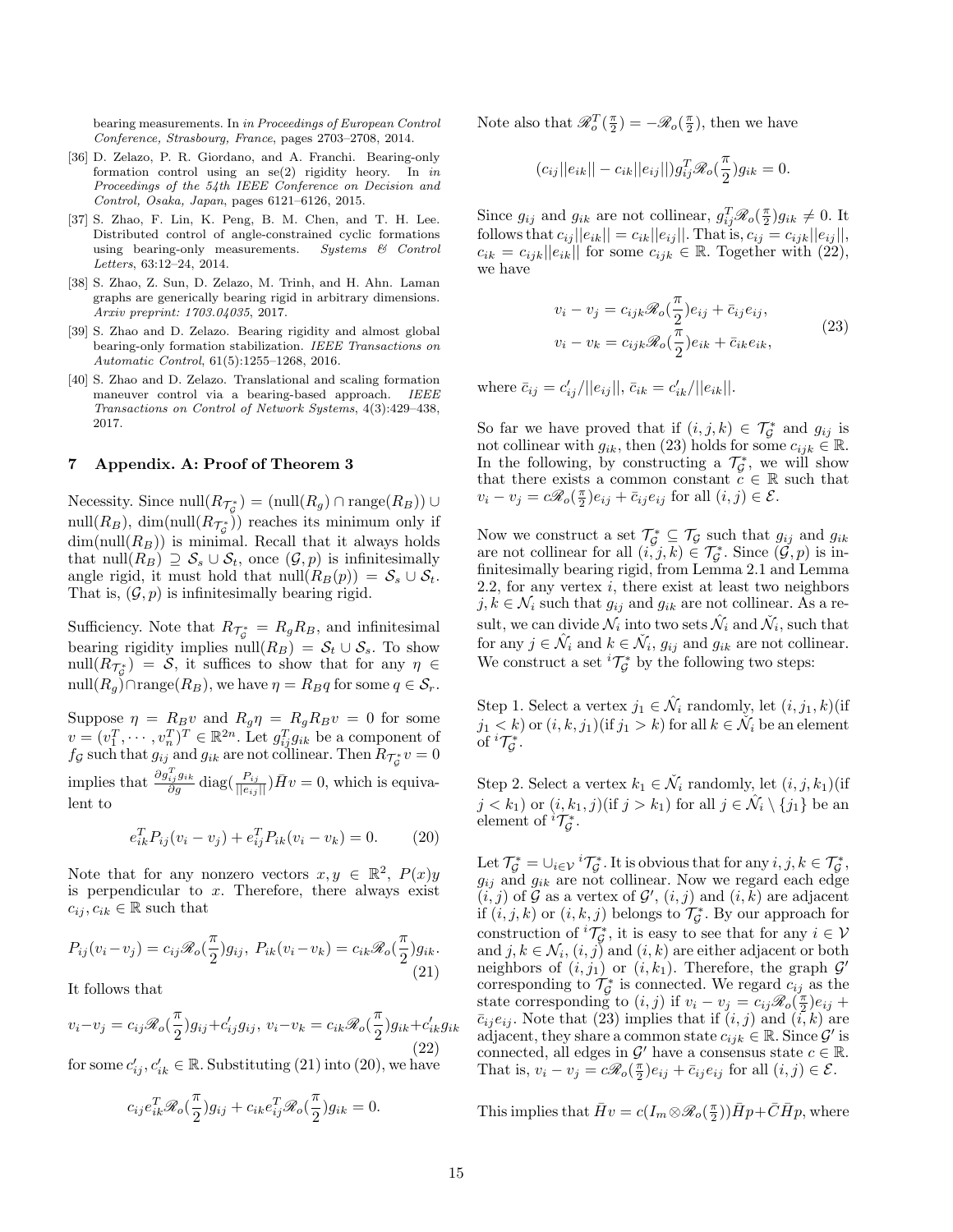bearing measurements. In *in Proceedings of European Control Conference, Strasbourg, France*, pages 2703–2708, 2014.

[36] D. Zelazo, P. R. Giordano, and A. Franchi. Bearing-only formation control using an se(2) rigidity heory. In *in Proceedings of the 54th IEEE Conference on Decision and Control, Osaka, Japan*, pages 6121–6126, 2015.

[37] S. Zhao, F. Lin, K. Peng, B. M. Chen, and T. H. Lee. Distributed control of angle-constrained cyclic formations using bearing-only measurements. *Systems & Control Letters*, 63:12–24, 2014.

[38] S. Zhao, Z. Sun, D. Zelazo, M. Trinh, and H. Ahn. Laman graphs are generically bearing rigid in arbitrary dimensions. *Arxiv preprint: 1703.04035*, 2017.

[39] S. Zhao and D. Zelazo. Bearing rigidity and almost global bearing-only formation stabilization. *IEEE Transactions on Automatic Control*, 61(5):1255–1268, 2016.

[40] S. Zhao and D. Zelazo. Translational and scaling formation maneuver control via a bearing-based approach. *IEEE Transactions on Control of Network Systems*, 4(3):429–438, 2017.

## 7 Appendix. A: Proof of Theorem 3

Necessity. Since $\text{null}(R_{\mathcal{T}_{\mathcal{G}}^*}) = (\text{null}(R_g) \cap \text{range}(R_B)) \cup \text{null}(R_B)$, $\dim(\text{null}(R_{\mathcal{T}_{\mathcal{G}}^*}))$ reaches its minimum only if $\dim(\text{null}(R_B))$ is minimal. Recall that it always holds that $\text{null}(R_B) \supseteq \mathcal{S}_s \cup \mathcal{S}_t$, once $(\mathcal{G}, p)$ is infinitesimally angle rigid, it must hold that $\text{null}(R_B(p)) = \mathcal{S}_s \cup \mathcal{S}_t$. That is, $(\mathcal{G}, p)$ is infinitesimally bearing rigid.

Sufficiency. Note that $R_{\mathcal{T}_{\mathcal{G}}^*} = R_g R_B$, and infinitesimal bearing rigidity implies $\text{null}(R_B) = \mathcal{S}_t \cup \mathcal{S}_s$. To show $\text{null}(R_{\mathcal{T}_{\mathcal{G}}^*}) = \mathcal{S}$, it suffices to show that for any $\eta \in \text{null}(R_g) \cap \text{range}(R_B)$, we have $\eta = R_B q$ for some $q \in \mathcal{S}_r$.

Suppose $\eta = R_B v$ and $R_g \eta = R_g R_B v = 0$ for some $v = (v_1^T, \cdots, v_n^T)^T \in \mathbb{R}^{2n}$. Let $g_{ij}^T g_{ik}$ be a component of $f_{\mathcal{G}}$ such that $g_{ij}$ and $g_{ik}$ are not collinear. Then $R_{\mathcal{T}_{\mathcal{G}}^*} v = 0$ implies that $\frac{\partial g_{ij}^T g_{ik}}{\partial g} \text{diag}(\frac{P_{ij}}{||e_{ij}||}) \bar{H} v = 0$, which is equivalent to

$$e_{ik}^T P_{ij}(v_i - v_j) + e_{ij}^T P_{ik}(v_i - v_k) = 0. \tag{20}$$

Note that for any nonzero vectors $x, y \in \mathbb{R}^2$, $P(x)y$ is perpendicular to $x$. Therefore, there always exist $c_{ij}, c_{ik} \in \mathbb{R}$ such that

$$P_{ij}(v_i - v_j) = c_{ij}\mathscr{R}_o(\frac{\pi}{2})g_{ij},\ P_{ik}(v_i - v_k) = c_{ik}\mathscr{R}_o(\frac{\pi}{2})g_{ik}. \tag{21}$$

It follows that

$$v_i - v_j = c_{ij}\mathscr{R}_o(\frac{\pi}{2})g_{ij} + c'_{ij}g_{ij},\ v_i - v_k = c_{ik}\mathscr{R}_o(\frac{\pi}{2})g_{ik} + c'_{ik}g_{ik} \tag{22}$$

for some $c'_{ij}, c'_{ik} \in \mathbb{R}$. Substituting (21) into (20), we have

$$c_{ij}e_{ik}^T\mathscr{R}_o(\frac{\pi}{2})g_{ij} + c_{ik}e_{ij}^T\mathscr{R}_o(\frac{\pi}{2})g_{ik} = 0.$$

Note also that $\mathscr{R}_o^T(\frac{\pi}{2}) = -\mathscr{R}_o(\frac{\pi}{2})$, then we have

$$(c_{ij}||e_{ik}|| - c_{ik}||e_{ij}||)g_{ij}^T\mathscr{R}_o(\frac{\pi}{2})g_{ik} = 0.$$

Since $g_{ij}$ and $g_{ik}$ are not collinear, $g_{ij}^T\mathscr{R}_o(\frac{\pi}{2})g_{ik} \neq 0$. It follows that $c_{ij}||e_{ik}|| = c_{ik}||e_{ij}||$. That is, $c_{ij} = c_{ijk}||e_{ij}||$, $c_{ik} = c_{ijk}||e_{ik}||$ for some $c_{ijk} \in \mathbb{R}$. Together with (22), we have

$$\begin{aligned} v_i - v_j &= c_{ijk}\mathscr{R}_o(\frac{\pi}{2})e_{ij} + \bar{c}_{ij}e_{ij}, \\ v_i - v_k &= c_{ijk}\mathscr{R}_o(\frac{\pi}{2})e_{ik} + \bar{c}_{ik}e_{ik}, \end{aligned} \tag{23}$$

where $\bar{c}_{ij} = c'_{ij}/||e_{ij}||$, $\bar{c}_{ik} = c'_{ik}/||e_{ik}||$.

So far we have proved that if $(i,j,k) \in \mathcal{T}_{\mathcal{G}}^*$ and $g_{ij}$ is not collinear with $g_{ik}$, then (23) holds for some $c_{ijk} \in \mathbb{R}$. In the following, by constructing a $\mathcal{T}_{\mathcal{G}}^*$, we will show that there exists a common constant $c \in \mathbb{R}$ such that $v_i - v_j = c\mathscr{R}_o(\frac{\pi}{2})e_{ij} + \bar{c}_{ij}e_{ij}$ for all $(i,j) \in \mathcal{E}$.

Now we construct a set $\mathcal{T}_{\mathcal{G}}^* \subseteq \mathcal{T}_{\mathcal{G}}$ such that $g_{ij}$ and $g_{ik}$ are not collinear for all $(i,j,k) \in \mathcal{T}_{\mathcal{G}}^*$. Since $(\mathcal{G}, p)$ is infinitesimally bearing rigid, from Lemma 2.1 and Lemma 2.2, for any vertex $i$, there exist at least two neighbors $j, k \in \mathcal{N}_i$ such that $g_{ij}$ and $g_{ik}$ are not collinear. As a result, we can divide $\mathcal{N}_i$ into two sets $\hat{\mathcal{N}_i}$ and $\check{\mathcal{N}_i}$, such that for any $j \in \hat{\mathcal{N}_i}$ and $k \in \check{\mathcal{N}_i}$, $g_{ij}$ and $g_{ik}$ are not collinear. We construct a set ${}^i\mathcal{T}_{\mathcal{G}}^*$ by the following two steps:

Step 1. Select a vertex $j_1 \in \hat{\mathcal{N}_i}$ randomly, let $(i, j_1, k)$(if $j_1 < k$) or $(i, k, j_1)$(if $j_1 > k$) for all $k \in \check{\mathcal{N}_i}$ be an element of ${}^i\mathcal{T}_{\mathcal{G}}^*$.

Step 2. Select a vertex $k_1 \in \check{\mathcal{N}_i}$ randomly, let $(i, j, k_1)$(if $j < k_1$) or $(i, k_1, j)$(if $j > k_1$) for all $j \in \hat{\mathcal{N}_i} \setminus \{j_1\}$ be an element of ${}^i\mathcal{T}_{\mathcal{G}}^*$.

Let $\mathcal{T}_{\mathcal{G}}^* = \cup_{i \in \mathcal{V}} {}^i\mathcal{T}_{\mathcal{G}}^*$. It is obvious that for any $i, j, k \in \mathcal{T}_{\mathcal{G}}^*$, $g_{ij}$ and $g_{ik}$ are not collinear. Now we regard each edge $(i,j)$ of $\mathcal{G}$ as a vertex of $\mathcal{G}'$, $(i,j)$ and $(i,k)$ are adjacent if $(i,j,k)$ or $(i,k,j)$ belongs to $\mathcal{T}_{\mathcal{G}}^*$. By our approach for construction of ${}^i\mathcal{T}_{\mathcal{G}}^*$, it is easy to see that for any $i \in \mathcal{V}$ and $j, k \in \mathcal{N}_i$, $(i,j)$ and $(i,k)$ are either adjacent or both neighbors of $(i, j_1)$ or $(i, k_1)$. Therefore, the graph $\mathcal{G}'$ corresponding to $\mathcal{T}_{\mathcal{G}}^*$ is connected. We regard $c_{ij}$ as the state corresponding to $(i,j)$ if $v_i - v_j = c_{ij}\mathscr{R}_o(\frac{\pi}{2})e_{ij} + \bar{c}_{ij}e_{ij}$. Note that (23) implies that if $(i,j)$ and $(i,k)$ are adjacent, they share a common state $c_{ijk} \in \mathbb{R}$. Since $\mathcal{G}'$ is connected, all edges in $\mathcal{G}'$ have a consensus state $c \in \mathbb{R}$. That is, $v_i - v_j = c\mathscr{R}_o(\frac{\pi}{2})e_{ij} + \bar{c}_{ij}e_{ij}$ for all $(i,j) \in \mathcal{E}$.

This implies that $\bar{H}v = c(I_m \otimes \mathscr{R}_o(\frac{\pi}{2}))\bar{H}p + \bar{C}\bar{H}p$, where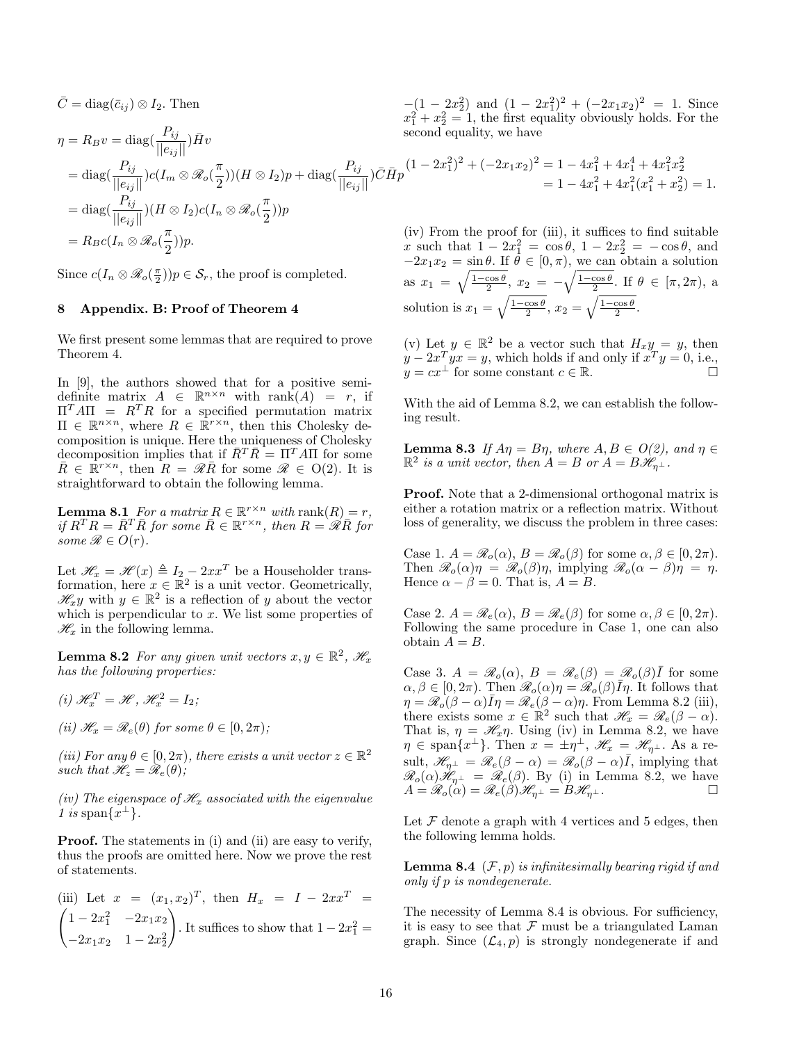$\bar{C} = \text{diag}(\bar{c}_{ij}) \otimes I_2$. Then

$$
\begin{aligned}
\eta = R_B v &= \text{diag}(\frac{P_{ij}}{||e_{ij}||})\bar{H}v \\
&= \text{diag}(\frac{P_{ij}}{||e_{ij}||})c(I_m \otimes \mathscr{R}_o(\frac{\pi}{2}))(H \otimes I_2)p + \text{diag}(\frac{P_{ij}}{||e_{ij}||})\bar{C}\bar{H}p \\
&= \text{diag}(\frac{P_{ij}}{||e_{ij}||})(H \otimes I_2)c(I_n \otimes \mathscr{R}_o(\frac{\pi}{2}))p \\
&= R_B c(I_n \otimes \mathscr{R}_o(\frac{\pi}{2}))p.
\end{aligned}
$$

Since $c(I_n \otimes \mathscr{R}_o(\frac{\pi}{2}))p \in \mathcal{S}_r$, the proof is completed.

## 8 Appendix. B: Proof of Theorem 4

We first present some lemmas that are required to prove Theorem 4.

In [9], the authors showed that for a positive semi-definite matrix $A \in \mathbb{R}^{n \times n}$ with $\text{rank}(A) = r$, if $\Pi^T A \Pi = R^T R$ for a specified permutation matrix $\Pi \in \mathbb{R}^{n \times n}$, where $R \in \mathbb{R}^{r \times n}$, then this Cholesky decomposition is unique. Here the uniqueness of Cholesky decomposition implies that if $\bar{R}^T \bar{R} = \Pi^T A \Pi$ for some $\bar{R} \in \mathbb{R}^{r \times n}$, then $R = \mathscr{R}\bar{R}$ for some $\mathscr{R} \in \text{O}(2)$. It is straightforward to obtain the following lemma.

**Lemma 8.1** *For a matrix $R \in \mathbb{R}^{r \times n}$ with $\text{rank}(R) = r$, if $R^T R = \bar{R}^T \bar{R}$ for some $\bar{R} \in \mathbb{R}^{r \times n}$, then $R = \mathscr{R}\bar{R}$ for some $\mathscr{R} \in O(r)$.*

Let $\mathscr{H}_x = \mathscr{H}(x) \triangleq I_2 - 2xx^T$ be a Householder transformation, here $x \in \mathbb{R}^2$ is a unit vector. Geometrically, $\mathscr{H}_x y$ with $y \in \mathbb{R}^2$ is a reflection of $y$ about the vector which is perpendicular to $x$. We list some properties of $\mathscr{H}_x$ in the following lemma.

**Lemma 8.2** *For any given unit vectors $x, y \in \mathbb{R}^2$, $\mathscr{H}_x$ has the following properties:*

*(i) $\mathscr{H}_x^T = \mathscr{H}$, $\mathscr{H}_x^2 = I_2$;*

*(ii) $\mathscr{H}_x = \mathscr{R}_e(\theta)$ for some $\theta \in [0, 2\pi)$;*

*(iii) For any $\theta \in [0, 2\pi)$, there exists a unit vector $z \in \mathbb{R}^2$ such that $\mathscr{H}_z = \mathscr{R}_e(\theta)$;*

*(iv) The eigenspace of $\mathscr{H}_x$ associated with the eigenvalue 1 is $\text{span}\{x^\perp\}$.*

**Proof.** The statements in (i) and (ii) are easy to verify, thus the proofs are omitted here. Now we prove the rest of statements.

(iii) Let $x = (x_1, x_2)^T$, then $H_x = I - 2xx^T = \begin{pmatrix} 1 - 2x_1^2 & -2x_1x_2 \\ -2x_1x_2 & 1 - 2x_2^2 \end{pmatrix}$. It suffices to show that $1 - 2x_1^2 = -(1 - 2x_2^2)$ and $(1 - 2x_1^2)^2 + (-2x_1x_2)^2 = 1$. Since $x_1^2 + x_2^2 = 1$, the first equality obviously holds. For the second equality, we have

$$
\begin{aligned}
(1 - 2x_1^2)^2 + (-2x_1x_2)^2 &= 1 - 4x_1^2 + 4x_1^4 + 4x_1^2x_2^2 \\
&= 1 - 4x_1^2 + 4x_1^2(x_1^2 + x_2^2) = 1.
\end{aligned}
$$

(iv) From the proof for (iii), it suffices to find suitable $x$ such that $1 - 2x_1^2 = \cos\theta$, $1 - 2x_2^2 = -\cos\theta$, and $-2x_1x_2 = \sin\theta$. If $\theta \in [0, \pi)$, we can obtain a solution as $x_1 = \sqrt{\frac{1-\cos\theta}{2}}$, $x_2 = -\sqrt{\frac{1-\cos\theta}{2}}$. If $\theta \in [\pi, 2\pi)$, a solution is $x_1 = \sqrt{\frac{1-\cos\theta}{2}}$, $x_2 = \sqrt{\frac{1-\cos\theta}{2}}$.

(v) Let $y \in \mathbb{R}^2$ be a vector such that $H_x y = y$, then $y - 2x^T yx = y$, which holds if and only if $x^T y = 0$, i.e., $y = cx^\perp$ for some constant $c \in \mathbb{R}$. □

With the aid of Lemma 8.2, we can establish the following result.

**Lemma 8.3** *If $A\eta = B\eta$, where $A, B \in O(2)$, and $\eta \in \mathbb{R}^2$ is a unit vector, then $A = B$ or $A = B\mathscr{H}_{\eta^\perp}$.*

**Proof.** Note that a 2-dimensional orthogonal matrix is either a rotation matrix or a reflection matrix. Without loss of generality, we discuss the problem in three cases:

Case 1. $A = \mathscr{R}_o(\alpha)$, $B = \mathscr{R}_o(\beta)$ for some $\alpha, \beta \in [0, 2\pi)$. Then $\mathscr{R}_o(\alpha)\eta = \mathscr{R}_o(\beta)\eta$, implying $\mathscr{R}_o(\alpha - \beta)\eta = \eta$. Hence $\alpha - \beta = 0$. That is, $A = B$.

Case 2. $A = \mathscr{R}_e(\alpha)$, $B = \mathscr{R}_e(\beta)$ for some $\alpha, \beta \in [0, 2\pi)$. Following the same procedure in Case 1, one can also obtain $A = B$.

Case 3. $A = \mathscr{R}_o(\alpha)$, $B = \mathscr{R}_e(\beta) = \mathscr{R}_o(\beta)\bar{I}$ for some $\alpha, \beta \in [0, 2\pi)$. Then $\mathscr{R}_o(\alpha)\eta = \mathscr{R}_o(\beta)\bar{I}\eta$. It follows that $\eta = \mathscr{R}_o(\beta - \alpha)\bar{I}\eta = \mathscr{R}_e(\beta - \alpha)\eta$. From Lemma 8.2 (iii), there exists some $x \in \mathbb{R}^2$ such that $\mathscr{H}_x = \mathscr{R}_e(\beta - \alpha)$. That is, $\eta = \mathscr{H}_x\eta$. Using (iv) in Lemma 8.2, we have $\eta \in \text{span}\{x^\perp\}$. Then $x = \pm\eta^\perp$, $\mathscr{H}_x = \mathscr{H}_{\eta^\perp}$. As a result, $\mathscr{H}_{\eta^\perp} = \mathscr{R}_e(\beta - \alpha) = \mathscr{R}_o(\beta - \alpha)\bar{I}$, implying that $\mathscr{R}_o(\alpha)\mathscr{H}_{\eta^\perp} = \mathscr{R}_e(\beta)$. By (i) in Lemma 8.2, we have $A = \mathscr{R}_o(\alpha) = \mathscr{R}_e(\beta)\mathscr{H}_{\eta^\perp} = B\mathscr{H}_{\eta^\perp}$. □

Let $\mathcal{F}$ denote a graph with 4 vertices and 5 edges, then the following lemma holds.

**Lemma 8.4** *$(\mathcal{F}, p)$ is infinitesimally bearing rigid if and only if $p$ is nondegenerate.*

The necessity of Lemma 8.4 is obvious. For sufficiency, it is easy to see that $\mathcal{F}$ must be a triangulated Laman graph. Since $(\mathcal{L}_4, p)$ is strongly nondegenerate if and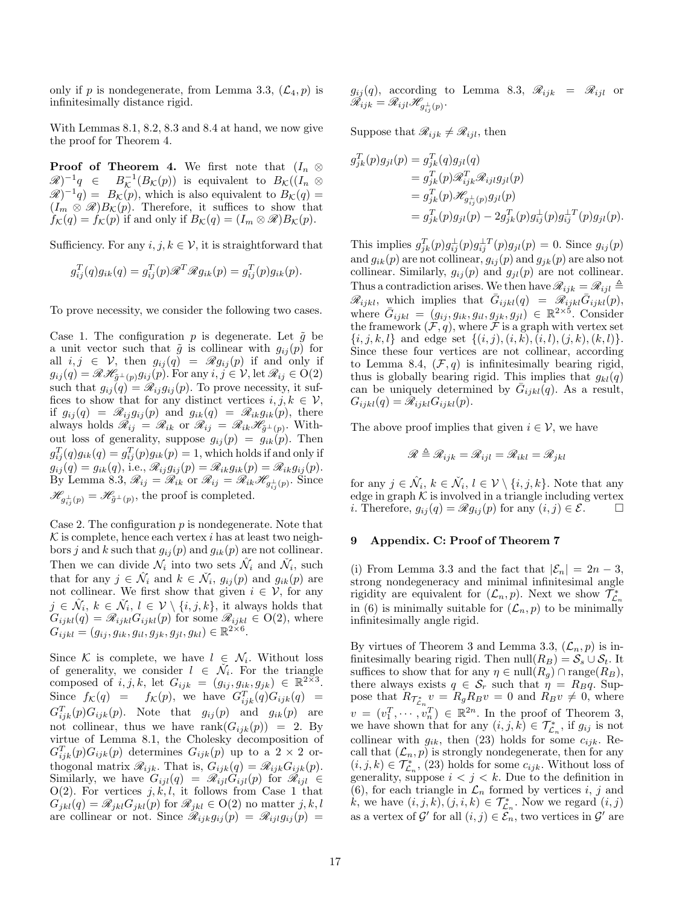only if $p$ is nondegenerate, from Lemma 3.3, $(\mathcal{L}_4, p)$ is infinitesimally distance rigid.

With Lemmas 8.1, 8.2, 8.3 and 8.4 at hand, we now give the proof for Theorem 4.

**Proof of Theorem 4.** We first note that $(I_n \otimes \mathscr{R})^{-1} q \in B_{\mathcal{K}}^{-1}(B_{\mathcal{K}}(p))$ is equivalent to $B_{\mathcal{K}}((I_n \otimes \mathscr{R})^{-1} q) = B_{\mathcal{K}}(p)$, which is also equivalent to $B_{\mathcal{K}}(q) = (I_m \otimes \mathscr{R}) B_{\mathcal{K}}(p)$. Therefore, it suffices to show that $f_{\mathcal{K}}(q) = f_{\mathcal{K}}(p)$ if and only if $B_{\mathcal{K}}(q) = (I_m \otimes \mathscr{R}) B_{\mathcal{K}}(p)$.

Sufficiency. For any $i, j, k \in \mathcal{V}$, it is straightforward that

$$g_{ij}^T(q) g_{ik}(q) = g_{ij}^T(p) \mathscr{R}^T \mathscr{R} g_{ik}(p) = g_{ij}^T(p) g_{ik}(p).$$

To prove necessity, we consider the following two cases.

Case 1. The configuration $p$ is degenerate. Let $\tilde{g}$ be a unit vector such that $\tilde{g}$ is collinear with $g_{ij}(p)$ for all $i, j \in \mathcal{V}$, then $g_{ij}(q) = \mathscr{R} g_{ij}(p)$ if and only if $g_{ij}(q) = \mathscr{R} \mathscr{H}_{\tilde{g}^\perp(p)} g_{ij}(p)$. For any $i, j \in \mathcal{V}$, let $\mathscr{R}_{ij} \in \mathrm{O}(2)$ such that $g_{ij}(q) = \mathscr{R}_{ij} g_{ij}(p)$. To prove necessity, it suffices to show that for any distinct vertices $i, j, k \in \mathcal{V}$, if $g_{ij}(q) = \mathscr{R}_{ij} g_{ij}(p)$ and $g_{ik}(q) = \mathscr{R}_{ik} g_{ik}(p)$, there always holds $\mathscr{R}_{ij} = \mathscr{R}_{ik}$ or $\mathscr{R}_{ij} = \mathscr{R}_{ik} \mathscr{H}_{\tilde{g}^\perp(p)}$. Without loss of generality, suppose $g_{ij}(p) = g_{ik}(p)$. Then $g_{ij}^T(q) g_{ik}(q) = g_{ij}^T(p) g_{ik}(p) = 1$, which holds if and only if $g_{ij}(q) = g_{ik}(q)$, i.e., $\mathscr{R}_{ij} g_{ij}(p) = \mathscr{R}_{ik} g_{ik}(p) = \mathscr{R}_{ik} g_{ij}(p)$. By Lemma 8.3, $\mathscr{R}_{ij} = \mathscr{R}_{ik}$ or $\mathscr{R}_{ij} = \mathscr{R}_{ik} \mathscr{H}_{g_{ij}^\perp(p)}$. Since $\mathscr{H}_{g_{ij}^\perp(p)} = \mathscr{H}_{\tilde{g}^\perp(p)}$, the proof is completed.

Case 2. The configuration $p$ is nondegenerate. Note that $\mathcal{K}$ is complete, hence each vertex $i$ has at least two neighbors $j$ and $k$ such that $g_{ij}(p)$ and $g_{ik}(p)$ are not collinear. Then we can divide $\mathcal{N}_i$ into two sets $\hat{\mathcal{N}}_i$ and $\acute{\mathcal{N}}_i$, such that for any $j \in \hat{\mathcal{N}}_i$ and $k \in \acute{\mathcal{N}}_i$, $g_{ij}(p)$ and $g_{ik}(p)$ are not collinear. We first show that given $i \in \mathcal{V}$, for any $j \in \hat{\mathcal{N}}_i$, $k \in \acute{\mathcal{N}}_i$, $l \in \mathcal{V} \setminus \{i, j, k\}$, it always holds that $G_{ijkl}(q) = \mathscr{R}_{ijkl} G_{ijkl}(p)$ for some $\mathscr{R}_{ijkl} \in \mathrm{O}(2)$, where $G_{ijkl} = (g_{ij}, g_{ik}, g_{il}, g_{jk}, g_{jl}, g_{kl}) \in \mathbb{R}^{2 \times 6}$.

Since $\mathcal{K}$ is complete, we have $l \in \mathcal{N}_i$. Without loss of generality, we consider $l \in \acute{\mathcal{N}}_i$. For the triangle composed of $i, j, k$, let $G_{ijk} = (g_{ij}, g_{ik}, g_{jk}) \in \mathbb{R}^{2 \times 3}$. Since $f_{\mathcal{K}}(q) = f_{\mathcal{K}}(p)$, we have $G_{ijk}^T(q) G_{ijk}(q) = G_{ijk}^T(p) G_{ijk}(p)$. Note that $g_{ij}(p)$ and $g_{ik}(p)$ are not collinear, thus we have $\mathrm{rank}(G_{ijk}(p)) = 2$. By virtue of Lemma 8.1, the Cholesky decomposition of $G_{ijk}^T(p) G_{ijk}(p)$ determines $G_{ijk}(p)$ up to a $2 \times 2$ orthogonal matrix $\mathscr{R}_{ijk}$. That is, $G_{ijk}(q) = \mathscr{R}_{ijk} G_{ijk}(p)$. Similarly, we have $G_{ijl}(q) = \mathscr{R}_{ijl} G_{ijl}(p)$ for $\mathscr{R}_{ijl} \in \mathrm{O}(2)$. For vertices $j, k, l$, it follows from Case 1 that $G_{jkl}(q) = \mathscr{R}_{jkl} G_{jkl}(p)$ for $\mathscr{R}_{jkl} \in \mathrm{O}(2)$ no matter $j, k, l$ are collinear or not. Since $\mathscr{R}_{ijk} g_{ij}(p) = \mathscr{R}_{ijl} g_{ij}(p) = g_{ij}(q)$, according to Lemma 8.3, $\mathscr{R}_{ijk} = \mathscr{R}_{ijl}$ or $\mathscr{R}_{ijk} = \mathscr{R}_{ijl} \mathscr{H}_{g_{ij}^\perp(p)}$.

Suppose that $\mathscr{R}_{ijk} \neq \mathscr{R}_{ijl}$, then

$$\begin{aligned}
g_{jk}^T(p) g_{jl}(p) &= g_{jk}^T(q) g_{jl}(q) \\
&= g_{jk}^T(p) \mathscr{R}_{ijk}^T \mathscr{R}_{ijl} g_{jl}(p) \\
&= g_{jk}^T(p) \mathscr{H}_{g_{ij}^\perp(p)} g_{jl}(p) \\
&= g_{jk}^T(p) g_{jl}(p) - 2 g_{jk}^T(p) g_{ij}^\perp(p) g_{ij}^{\perp T}(p) g_{jl}(p).
\end{aligned}$$

This implies $g_{jk}^T(p) g_{ij}^\perp(p) g_{ij}^{\perp T}(p) g_{jl}(p) = 0$. Since $g_{ij}(p)$ and $g_{ik}(p)$ are not collinear, $g_{ij}(p)$ and $g_{jk}(p)$ are also not collinear. Similarly, $g_{ij}(p)$ and $g_{jl}(p)$ are not collinear. Thus a contradiction arises. We then have $\mathscr{R}_{ijk} = \mathscr{R}_{ijl} \triangleq \mathscr{R}_{ijkl}$, which implies that $\bar{G}_{ijkl}(q) = \mathscr{R}_{ijkl} \bar{G}_{ijkl}(p)$, where $\bar{G}_{ijkl} = (g_{ij}, g_{ik}, g_{il}, g_{jk}, g_{jl}) \in \mathbb{R}^{2 \times 5}$. Consider the framework $(\mathcal{F}, q)$, where $\mathcal{F}$ is a graph with vertex set $\{i, j, k, l\}$ and edge set $\{(i, j), (i, k), (i, l), (j, k), (k, l)\}$. Since these four vertices are not collinear, according to Lemma 8.4, $(\mathcal{F}, q)$ is infinitesimally bearing rigid, thus is globally bearing rigid. This implies that $g_{kl}(q)$ can be uniquely determined by $\bar{G}_{ijkl}(q)$. As a result, $G_{ijkl}(q) = \mathscr{R}_{ijkl} G_{ijkl}(p)$.

The above proof implies that given $i \in \mathcal{V}$, we have

$$\mathscr{R} \triangleq \mathscr{R}_{ijk} = \mathscr{R}_{ijl} = \mathscr{R}_{ikl} = \mathscr{R}_{jkl}$$

for any $j \in \hat{\mathcal{N}}_i$, $k \in \acute{\mathcal{N}}_i$, $l \in \mathcal{V} \setminus \{i, j, k\}$. Note that any edge in graph $\mathcal{K}$ is involved in a triangle including vertex $i$. Therefore, $g_{ij}(q) = \mathscr{R} g_{ij}(p)$ for any $(i, j) \in \mathcal{E}$. $\square$

## 9 Appendix. C: Proof of Theorem 7

(i) From Lemma 3.3 and the fact that $|\mathcal{E}_n| = 2n - 3$, strong nondegeneracy and minimal infinitesimal angle rigidity are equivalent for $(\mathcal{L}_n, p)$. Next we show $\mathcal{T}_{\mathcal{L}_n}^*$ in (6) is minimally suitable for $(\mathcal{L}_n, p)$ to be minimally infinitesimally angle rigid.

By virtues of Theorem 3 and Lemma 3.3, $(\mathcal{L}_n, p)$ is infinitesimally bearing rigid. Then $\mathrm{null}(R_B) = \mathcal{S}_s \cup \mathcal{S}_t$. It suffices to show that for any $\eta \in \mathrm{null}(R_g) \cap \mathrm{range}(R_B)$, there always exists $q \in \mathcal{S}_r$ such that $\eta = R_B q$. Suppose that $R_{\mathcal{T}_{\mathcal{L}_n}^*} v = R_g R_B v = 0$ and $R_B v \neq 0$, where $v = (v_1^T, \cdots, v_n^T) \in \mathbb{R}^{2n}$. In the proof of Theorem 3, we have shown that for any $(i, j, k) \in \mathcal{T}_{\mathcal{L}_n}^*$, if $g_{ij}$ is not collinear with $g_{ik}$, then (23) holds for some $c_{ijk}$. Recall that $(\mathcal{L}_n, p)$ is strongly nondegenerate, then for any $(i, j, k) \in \mathcal{T}_{\mathcal{L}_n}^*$, (23) holds for some $c_{ijk}$. Without loss of generality, suppose $i < j < k$. Due to the definition in (6), for each triangle in $\mathcal{L}_n$ formed by vertices $i$, $j$ and $k$, we have $(i, j, k), (j, i, k) \in \mathcal{T}_{\mathcal{L}_n}^*$. Now we regard $(i, j)$ as a vertex of $\mathcal{G}'$ for all $(i, j) \in \mathcal{E}_n$, two vertices in $\mathcal{G}'$ are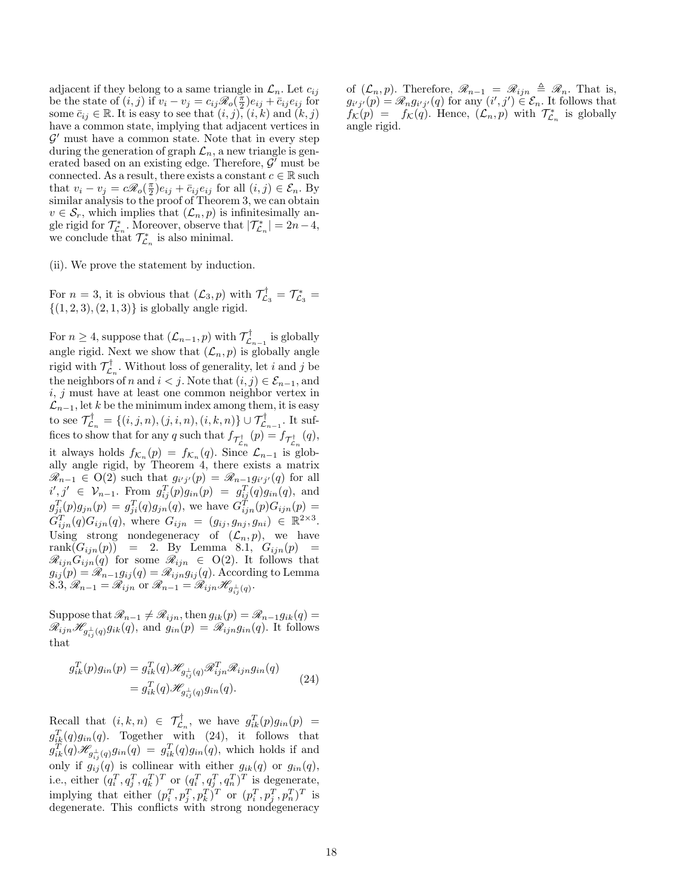adjacent if they belong to a same triangle in $\mathcal{L}_n$. Let $c_{ij}$ be the state of $(i,j)$ if $v_i - v_j = c_{ij}\mathscr{R}_o(\frac{\pi}{2})e_{ij} + \bar{c}_{ij}e_{ij}$ for some $\bar{c}_{ij} \in \mathbb{R}$. It is easy to see that $(i,j)$, $(i,k)$ and $(k,j)$ have a common state, implying that adjacent vertices in $\mathcal{G}'$ must have a common state. Note that in every step during the generation of graph $\mathcal{L}_n$, a new triangle is generated based on an existing edge. Therefore, $\mathcal{G}'$ must be connected. As a result, there exists a constant $c \in \mathbb{R}$ such that $v_i - v_j = c\mathscr{R}_o(\frac{\pi}{2})e_{ij} + \bar{c}_{ij}e_{ij}$ for all $(i,j) \in \mathcal{E}_n$. By similar analysis to the proof of Theorem 3, we can obtain $v \in \mathcal{S}_r$, which implies that $(\mathcal{L}_n, p)$ is infinitesimally angle rigid for $\mathcal{T}^*_{\mathcal{L}_n}$. Moreover, observe that $|\mathcal{T}^*_{\mathcal{L}_n}| = 2n-4$, we conclude that $\mathcal{T}^*_{\mathcal{L}_n}$ is also minimal.

(ii). We prove the statement by induction.

For $n=3$, it is obvious that $(\mathcal{L}_3, p)$ with $\mathcal{T}^\dagger_{\mathcal{L}_3} = \mathcal{T}^*_{\mathcal{L}_3} = \{(1,2,3),(2,1,3)\}$ is globally angle rigid.

For $n \geq 4$, suppose that $(\mathcal{L}_{n-1}, p)$ with $\mathcal{T}^\dagger_{\mathcal{L}_{n-1}}$ is globally angle rigid. Next we show that $(\mathcal{L}_n, p)$ is globally angle rigid with $\mathcal{T}^\dagger_{\mathcal{L}_n}$. Without loss of generality, let $i$ and $j$ be the neighbors of $n$ and $i<j$. Note that $(i,j) \in \mathcal{E}_{n-1}$, and $i$, $j$ must have at least one common neighbor vertex in $\mathcal{L}_{n-1}$, let $k$ be the minimum index among them, it is easy to see $\mathcal{T}^\dagger_{\mathcal{L}_n} = \{(i,j,n),(j,i,n),(i,k,n)\} \cup \mathcal{T}^\dagger_{\mathcal{L}_{n-1}}$. It suffices to show that for any $q$ such that $f_{\mathcal{T}^\dagger_{\mathcal{L}_n}}(p) = f_{\mathcal{T}^\dagger_{\mathcal{L}_n}}(q)$, it always holds $f_{\mathcal{K}_n}(p) = f_{\mathcal{K}_n}(q)$. Since $\mathcal{L}_{n-1}$ is globally angle rigid, by Theorem 4, there exists a matrix $\mathscr{R}_{n-1} \in \text{O}(2)$ such that $g_{i'j'}(p) = \mathscr{R}_{n-1}g_{i'j'}(q)$ for all $i', j' \in \mathcal{V}_{n-1}$. From $g^T_{ij}(p)g_{in}(p) = g^T_{ij}(q)g_{in}(q)$, and $g^T_{ji}(p)g_{jn}(p) = g^T_{ji}(q)g_{jn}(q)$, we have $G^T_{ijn}(p)G_{ijn}(p) = G^T_{ijn}(q)G_{ijn}(q)$, where $G_{ijn} = (g_{ij}, g_{nj}, g_{ni}) \in \mathbb{R}^{2\times 3}$. Using strong nondegeneracy of $(\mathcal{L}_n, p)$, we have $\text{rank}(G_{ijn}(p)) = 2$. By Lemma 8.1, $G_{ijn}(p) = \mathscr{R}_{ijn}G_{ijn}(q)$ for some $\mathscr{R}_{ijn} \in \text{O}(2)$. It follows that $g_{ij}(p) = \mathscr{R}_{n-1}g_{ij}(q) = \mathscr{R}_{ijn}g_{ij}(q)$. According to Lemma 8.3, $\mathscr{R}_{n-1} = \mathscr{R}_{ijn}$ or $\mathscr{R}_{n-1} = \mathscr{R}_{ijn}\mathscr{H}_{g^\perp_{ij}(q)}$.

Suppose that $\mathscr{R}_{n-1} \neq \mathscr{R}_{ijn}$, then $g_{ik}(p) = \mathscr{R}_{n-1}g_{ik}(q) = \mathscr{R}_{ijn}\mathscr{H}_{g^\perp_{ij}(q)}g_{ik}(q)$, and $g_{in}(p) = \mathscr{R}_{ijn}g_{in}(q)$. It follows that

$$
\begin{aligned}
g^T_{ik}(p)g_{in}(p) &= g^T_{ik}(q)\mathscr{H}_{g^\perp_{ij}(q)}\mathscr{R}^T_{ijn}\mathscr{R}_{ijn}g_{in}(q) \\
&= g^T_{ik}(q)\mathscr{H}_{g^\perp_{ij}(q)}g_{in}(q).
\end{aligned}
\tag{24}
$$

Recall that $(i,k,n) \in \mathcal{T}^\dagger_{\mathcal{L}_n}$, we have $g^T_{ik}(p)g_{in}(p) = g^T_{ik}(q)g_{in}(q)$. Together with (24), it follows that $g^T_{ik}(q)\mathscr{H}_{g^\perp_{ij}(q)}g_{in}(q) = g^T_{ik}(q)g_{in}(q)$, which holds if and only if $g_{ij}(q)$ is collinear with either $g_{ik}(q)$ or $g_{in}(q)$, i.e., either $(q^T_i, q^T_j, q^T_k)^T$ or $(q^T_i, q^T_j, q^T_n)^T$ is degenerate, implying that either $(p^T_i, p^T_j, p^T_k)^T$ or $(p^T_i, p^T_j, p^T_n)^T$ is degenerate. This conflicts with strong nondegeneracy of $(\mathcal{L}_n, p)$. Therefore, $\mathscr{R}_{n-1} = \mathscr{R}_{ijn} \triangleq \mathscr{R}_n$. That is, $g_{i'j'}(p) = \mathscr{R}_n g_{i'j'}(q)$ for any $(i',j') \in \mathcal{E}_n$. It follows that $f_{\mathcal{K}}(p) = f_{\mathcal{K}}(q)$. Hence, $(\mathcal{L}_n, p)$ with $\mathcal{T}^*_{\mathcal{L}_n}$ is globally angle rigid.